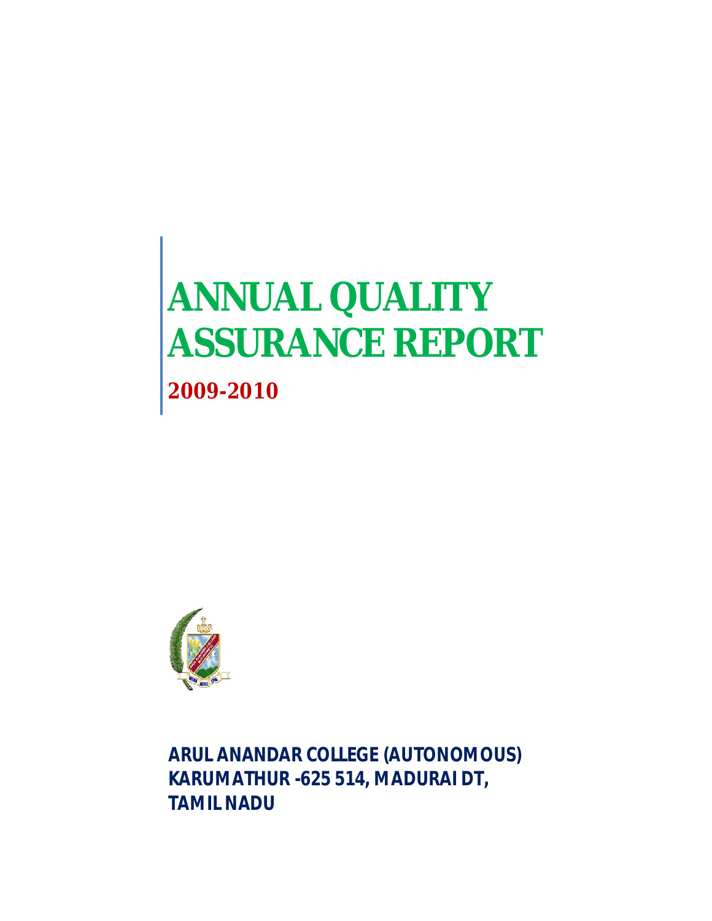# ANNUAL QUALITY ASSURANCE REPORT

## 2009-2010

**ARUL ANANDAR COLLEGE (AUTONOMOUS)**
**KARUMATHUR -625 514, MADURAI DT,**
**TAMIL NADU**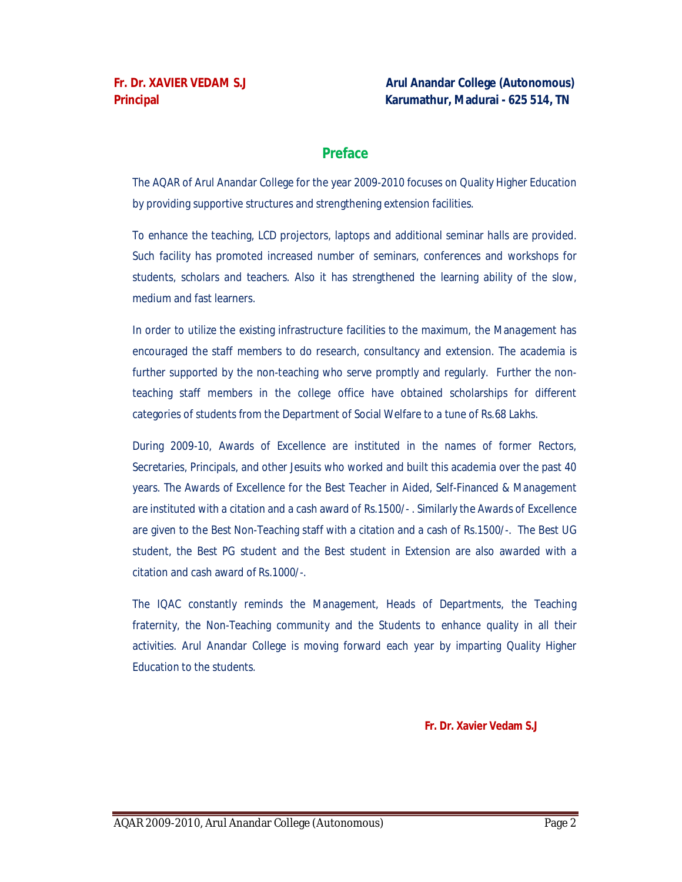**Fr. Dr. XAVIER VEDAM S.J**
**Principal**

**Arul Anandar College (Autonomous)**
**Karumathur, Madurai - 625 514, TN**

## Preface

The AQAR of Arul Anandar College for the year 2009-2010 focuses on Quality Higher Education by providing supportive structures and strengthening extension facilities.

To enhance the teaching, LCD projectors, laptops and additional seminar halls are provided. Such facility has promoted increased number of seminars, conferences and workshops for students, scholars and teachers. Also it has strengthened the learning ability of the slow, medium and fast learners.

In order to utilize the existing infrastructure facilities to the maximum, the Management has encouraged the staff members to do research, consultancy and extension. The academia is further supported by the non-teaching who serve promptly and regularly. Further the non-teaching staff members in the college office have obtained scholarships for different categories of students from the Department of Social Welfare to a tune of Rs.68 Lakhs.

During 2009-10, Awards of Excellence are instituted in the names of former Rectors, Secretaries, Principals, and other Jesuits who worked and built this academia over the past 40 years. The Awards of Excellence for the Best Teacher in Aided, Self-Financed & Management are instituted with a citation and a cash award of Rs.1500/- . Similarly the Awards of Excellence are given to the Best Non-Teaching staff with a citation and a cash of Rs.1500/-. The Best UG student, the Best PG student and the Best student in Extension are also awarded with a citation and cash award of Rs.1000/-.

The IQAC constantly reminds the Management, Heads of Departments, the Teaching fraternity, the Non-Teaching community and the Students to enhance quality in all their activities. Arul Anandar College is moving forward each year by imparting Quality Higher Education to the students.

**Fr. Dr. Xavier Vedam S.J**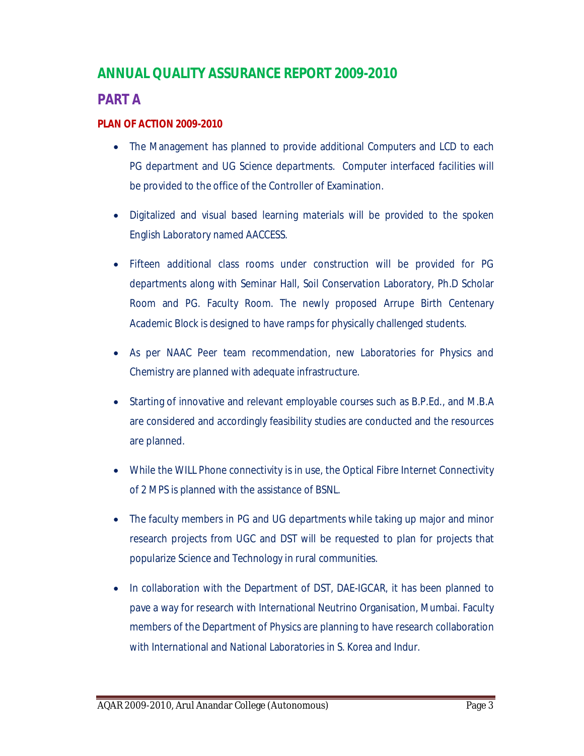# ANNUAL QUALITY ASSURANCE REPORT 2009-2010

## PART A

### PLAN OF ACTION 2009-2010

- The Management has planned to provide additional Computers and LCD to each PG department and UG Science departments. Computer interfaced facilities will be provided to the office of the Controller of Examination.
- Digitalized and visual based learning materials will be provided to the spoken English Laboratory named AACCESS.
- Fifteen additional class rooms under construction will be provided for PG departments along with Seminar Hall, Soil Conservation Laboratory, Ph.D Scholar Room and PG. Faculty Room. The newly proposed Arrupe Birth Centenary Academic Block is designed to have ramps for physically challenged students.
- As per NAAC Peer team recommendation, new Laboratories for Physics and Chemistry are planned with adequate infrastructure.
- Starting of innovative and relevant employable courses such as B.P.Ed., and M.B.A are considered and accordingly feasibility studies are conducted and the resources are planned.
- While the WILL Phone connectivity is in use, the Optical Fibre Internet Connectivity of 2 MPS is planned with the assistance of BSNL.
- The faculty members in PG and UG departments while taking up major and minor research projects from UGC and DST will be requested to plan for projects that popularize Science and Technology in rural communities.
- In collaboration with the Department of DST, DAE-IGCAR, it has been planned to pave a way for research with International Neutrino Organisation, Mumbai. Faculty members of the Department of Physics are planning to have research collaboration with International and National Laboratories in S. Korea and Indur.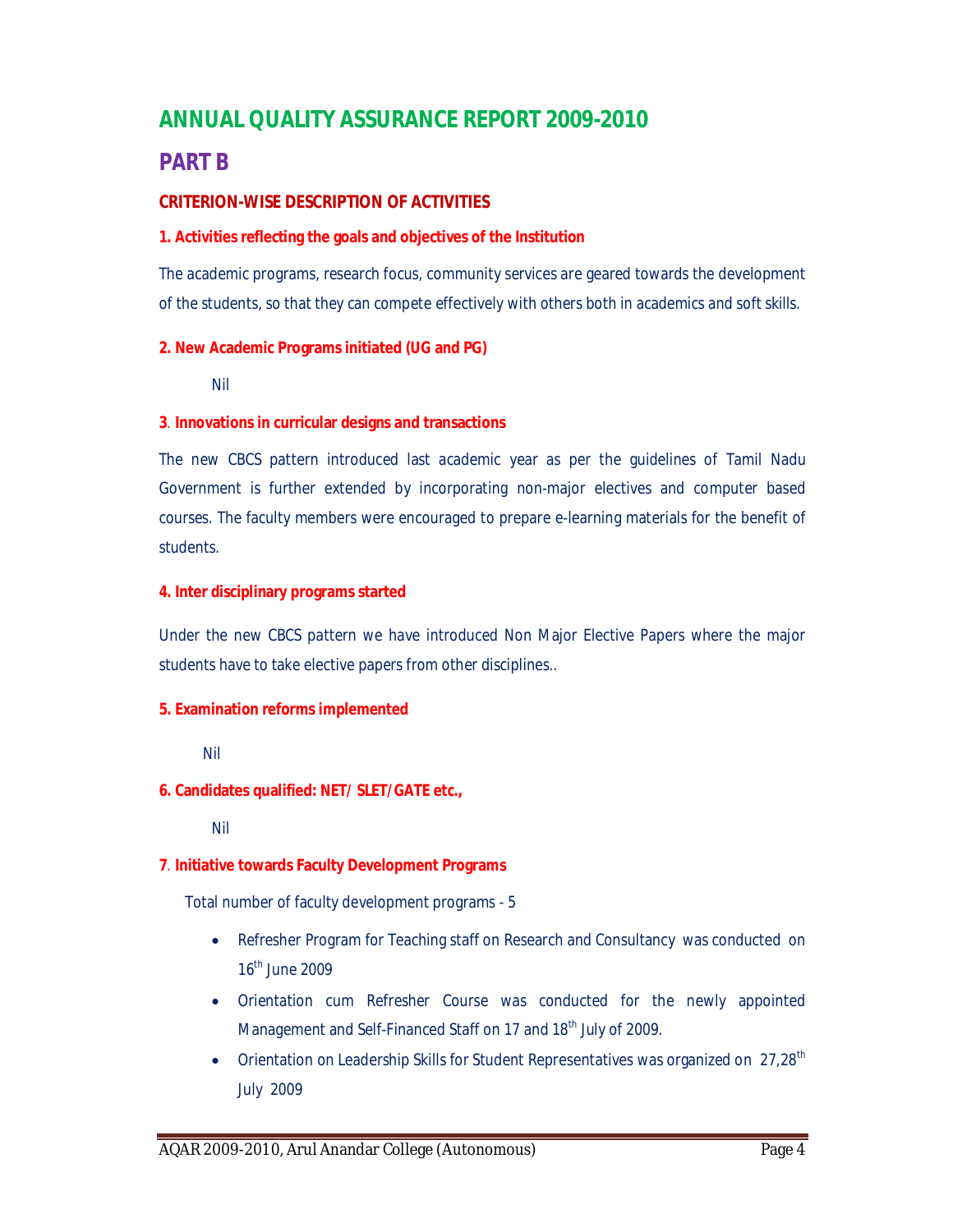# ANNUAL QUALITY ASSURANCE REPORT 2009-2010

## PART B

### CRITERION-WISE DESCRIPTION OF ACTIVITIES

**1. Activities reflecting the goals and objectives of the Institution**

The academic programs, research focus, community services are geared towards the development of the students, so that they can compete effectively with others both in academics and soft skills.

**2. New Academic Programs initiated (UG and PG)**

Nil

**3. Innovations in curricular designs and transactions**

The new CBCS pattern introduced last academic year as per the guidelines of Tamil Nadu Government is further extended by incorporating non-major electives and computer based courses. The faculty members were encouraged to prepare e-learning materials for the benefit of students.

**4. Inter disciplinary programs started**

Under the new CBCS pattern we have introduced Non Major Elective Papers where the major students have to take elective papers from other disciplines..

**5. Examination reforms implemented**

Nil

**6. Candidates qualified: NET/ SLET/GATE etc.,**

Nil

**7. Initiative towards Faculty Development Programs**

Total number of faculty development programs - 5

- Refresher Program for Teaching staff on Research and Consultancy was conducted on 16th June 2009
- Orientation cum Refresher Course was conducted for the newly appointed Management and Self-Financed Staff on 17 and 18th July of 2009.
- Orientation on Leadership Skills for Student Representatives was organized on 27,28th July 2009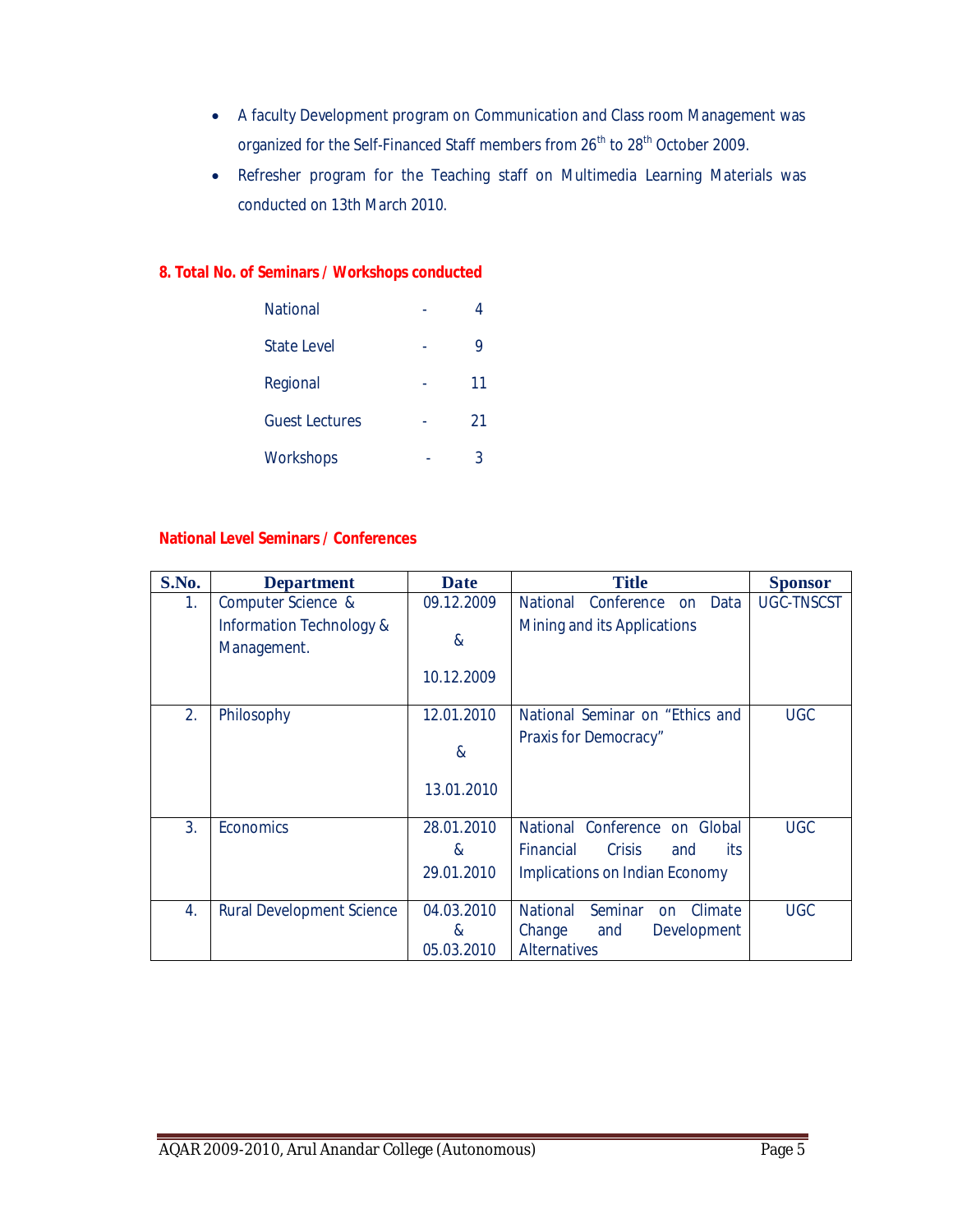- A faculty Development program on Communication and Class room Management was organized for the Self-Financed Staff members from 26th to 28th October 2009.
- Refresher program for the Teaching staff on Multimedia Learning Materials was conducted on 13th March 2010.

**8. Total No. of Seminars / Workshops conducted**

| | | |
|---|---|---|
| National | - | 4 |
| State Level | - | 9 |
| Regional | - | 11 |
| Guest Lectures | - | 21 |
| Workshops | - | 3 |

**National Level Seminars / Conferences**

| S.No. | Department | Date | Title | Sponsor |
|---|---|---|---|---|
| 1. | Computer Science & Information Technology & Management. | 09.12.2009 & 10.12.2009 | National Conference on Data Mining and its Applications | UGC-TNSCST |
| 2. | Philosophy | 12.01.2010 & 13.01.2010 | National Seminar on "Ethics and Praxis for Democracy" | UGC |
| 3. | Economics | 28.01.2010 & 29.01.2010 | National Conference on Global Financial Crisis and its Implications on Indian Economy | UGC |
| 4. | Rural Development Science | 04.03.2010 & 05.03.2010 | National Seminar on Climate Change and Development Alternatives | UGC |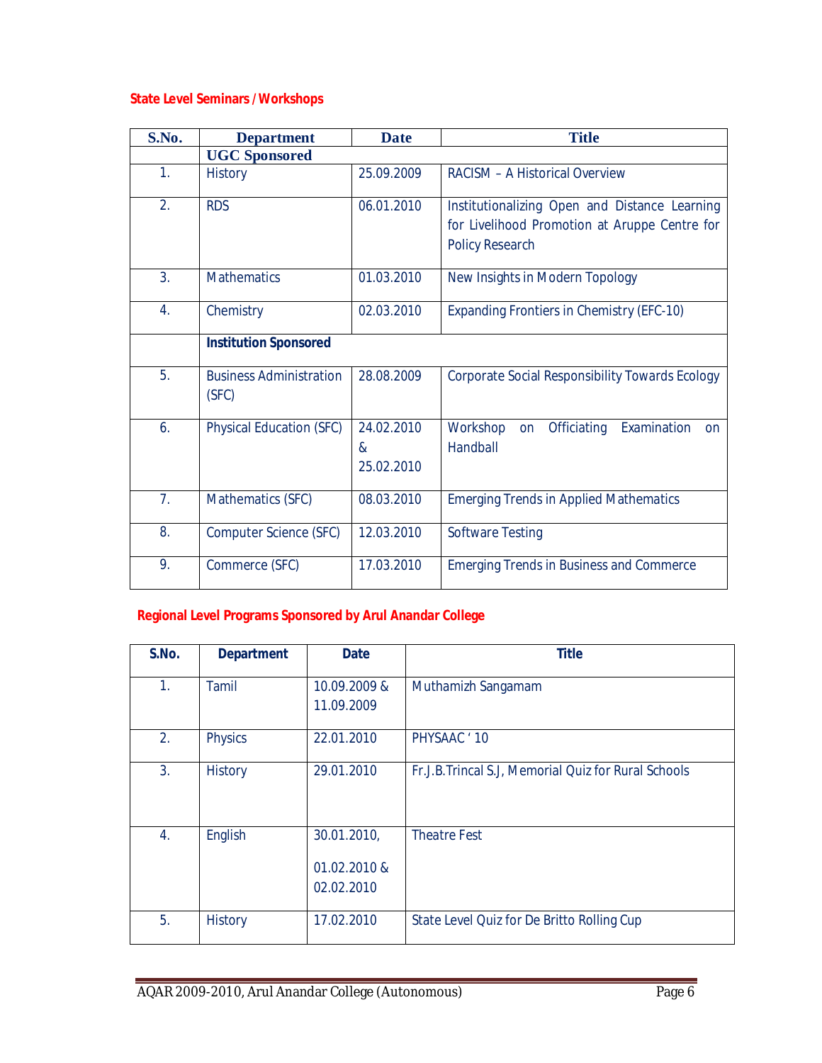**State Level Seminars / Workshops**

| S.No. | Department | Date | Title |
|---|---|---|---|
| | **UGC Sponsored** | | |
| 1. | History | 25.09.2009 | RACISM – A Historical Overview |
| 2. | RDS | 06.01.2010 | Institutionalizing Open and Distance Learning for Livelihood Promotion at Aruppe Centre for Policy Research |
| 3. | Mathematics | 01.03.2010 | New Insights in Modern Topology |
| 4. | Chemistry | 02.03.2010 | Expanding Frontiers in Chemistry (EFC-10) |
| | **Institution Sponsored** | | |
| 5. | Business Administration (SFC) | 28.08.2009 | Corporate Social Responsibility Towards Ecology |
| 6. | Physical Education (SFC) | 24.02.2010 & 25.02.2010 | Workshop on Officiating Examination on Handball |
| 7. | Mathematics (SFC) | 08.03.2010 | Emerging Trends in Applied Mathematics |
| 8. | Computer Science (SFC) | 12.03.2010 | Software Testing |
| 9. | Commerce (SFC) | 17.03.2010 | Emerging Trends in Business and Commerce |

**Regional Level Programs Sponsored by Arul Anandar College**

| S.No. | Department | Date | Title |
|---|---|---|---|
| 1. | Tamil | 10.09.2009 & 11.09.2009 | Muthamizh Sangamam |
| 2. | Physics | 22.01.2010 | PHYSAAC ' 10 |
| 3. | History | 29.01.2010 | Fr.J.B.Trincal S.J, Memorial Quiz for Rural Schools |
| 4. | English | 30.01.2010, 01.02.2010 & 02.02.2010 | Theatre Fest |
| 5. | History | 17.02.2010 | State Level Quiz for De Britto Rolling Cup |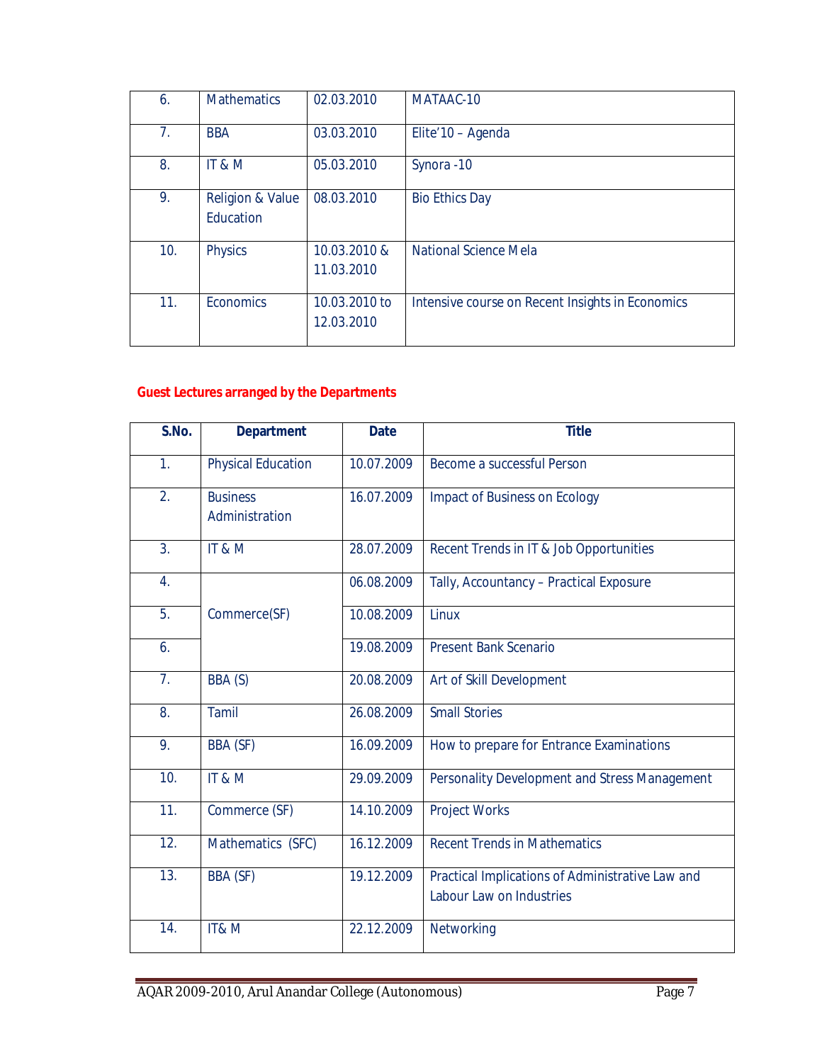| | | | |
|---|---|---|---|
| 6. | Mathematics | 02.03.2010 | MATAAC-10 |
| 7. | BBA | 03.03.2010 | Elite'10 – Agenda |
| 8. | IT & M | 05.03.2010 | Synora -10 |
| 9. | Religion & Value Education | 08.03.2010 | Bio Ethics Day |
| 10. | Physics | 10.03.2010 & 11.03.2010 | National Science Mela |
| 11. | Economics | 10.03.2010 to 12.03.2010 | Intensive course on Recent Insights in Economics |

**Guest Lectures arranged by the Departments**

| S.No. | Department | Date | Title |
|---|---|---|---|
| 1. | Physical Education | 10.07.2009 | Become a successful Person |
| 2. | Business Administration | 16.07.2009 | Impact of Business on Ecology |
| 3. | IT & M | 28.07.2009 | Recent Trends in IT & Job Opportunities |
| 4. | Commerce(SF) | 06.08.2009 | Tally, Accountancy – Practical Exposure |
| 5. | | 10.08.2009 | Linux |
| 6. | | 19.08.2009 | Present Bank Scenario |
| 7. | BBA (S) | 20.08.2009 | Art of Skill Development |
| 8. | Tamil | 26.08.2009 | Small Stories |
| 9. | BBA (SF) | 16.09.2009 | How to prepare for Entrance Examinations |
| 10. | IT & M | 29.09.2009 | Personality Development and Stress Management |
| 11. | Commerce (SF) | 14.10.2009 | Project Works |
| 12. | Mathematics (SFC) | 16.12.2009 | Recent Trends in Mathematics |
| 13. | BBA (SF) | 19.12.2009 | Practical Implications of Administrative Law and Labour Law on Industries |
| 14. | IT& M | 22.12.2009 | Networking |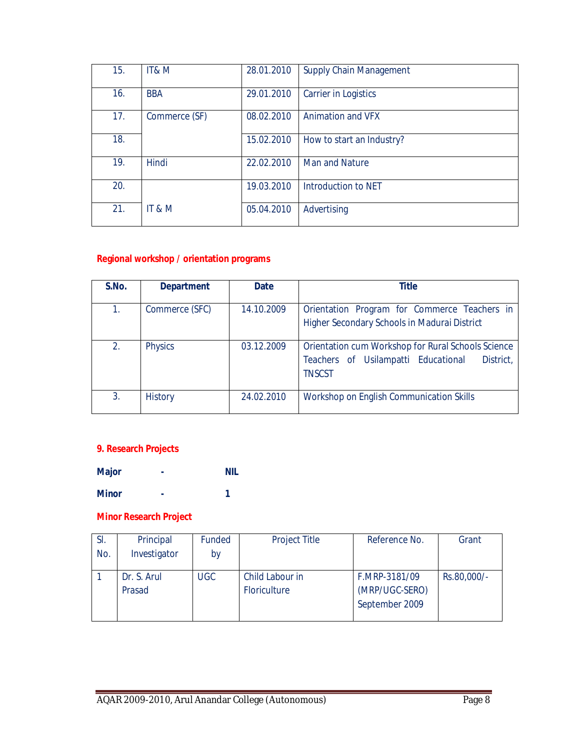| | | | |
|---|---|---|---|
| 15. | IT& M | 28.01.2010 | Supply Chain Management |
| 16. | BBA | 29.01.2010 | Carrier in Logistics |
| 17. | Commerce (SF) | 08.02.2010 | Animation and VFX |
| 18. | | 15.02.2010 | How to start an Industry? |
| 19. | Hindi | 22.02.2010 | Man and Nature |
| 20. | IT & M | 19.03.2010 | Introduction to NET |
| 21. | | 05.04.2010 | Advertising |

**Regional workshop / orientation programs**

| S.No. | Department | Date | Title |
|---|---|---|---|
| 1. | Commerce (SFC) | 14.10.2009 | Orientation Program for Commerce Teachers in Higher Secondary Schools in Madurai District |
| 2. | Physics | 03.12.2009 | Orientation cum Workshop for Rural Schools Science Teachers of Usilampatti Educational District, TNSCST |
| 3. | History | 24.02.2010 | Workshop on English Communication Skills |

## 9. Research Projects

**Major - NIL**

**Minor - 1**

**Minor Research Project**

| Sl. No. | Principal Investigator | Funded by | Project Title | Reference No. | Grant |
|---|---|---|---|---|---|
| 1 | Dr. S. Arul Prasad | UGC | Child Labour in Floriculture | F.MRP-3181/09 (MRP/UGC-SERO) September 2009 | Rs.80,000/- |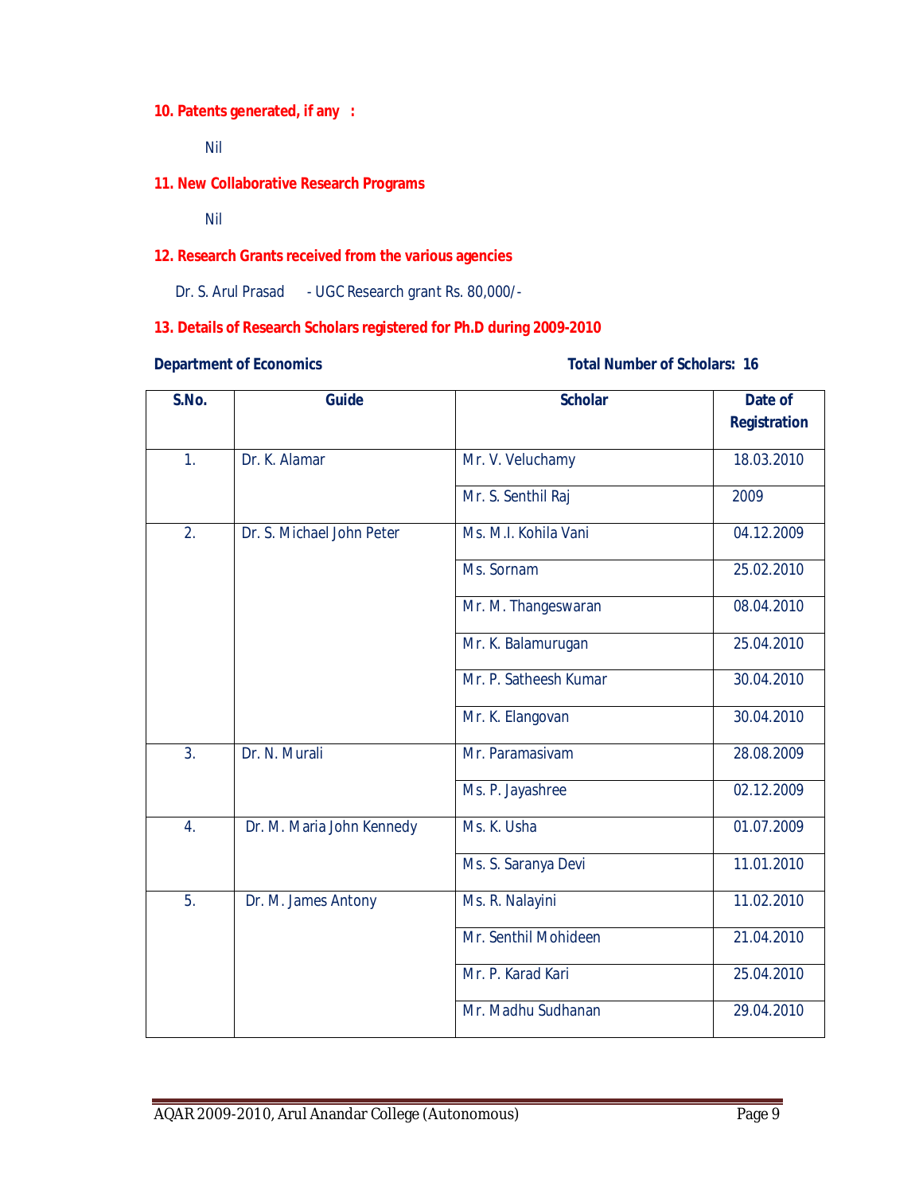**10. Patents generated, if any :**

Nil

**11. New Collaborative Research Programs**

Nil

**12. Research Grants received from the various agencies**

Dr. S. Arul Prasad - UGC Research grant Rs. 80,000/-

**13. Details of Research Scholars registered for Ph.D during 2009-2010**

**Department of Economics** **Total Number of Scholars: 16**

| S.No. | Guide | Scholar | Date of Registration |
|---|---|---|---|
| 1. | Dr. K. Alamar | Mr. V. Veluchamy | 18.03.2010 |
| | | Mr. S. Senthil Raj | 2009 |
| 2. | Dr. S. Michael John Peter | Ms. M.I. Kohila Vani | 04.12.2009 |
| | | Ms. Sornam | 25.02.2010 |
| | | Mr. M. Thangeswaran | 08.04.2010 |
| | | Mr. K. Balamurugan | 25.04.2010 |
| | | Mr. P. Satheesh Kumar | 30.04.2010 |
| | | Mr. K. Elangovan | 30.04.2010 |
| 3. | Dr. N. Murali | Mr. Paramasivam | 28.08.2009 |
| | | Ms. P. Jayashree | 02.12.2009 |
| 4. | Dr. M. Maria John Kennedy | Ms. K. Usha | 01.07.2009 |
| | | Ms. S. Saranya Devi | 11.01.2010 |
| 5. | Dr. M. James Antony | Ms. R. Nalayini | 11.02.2010 |
| | | Mr. Senthil Mohideen | 21.04.2010 |
| | | Mr. P. Karad Kari | 25.04.2010 |
| | | Mr. Madhu Sudhanan | 29.04.2010 |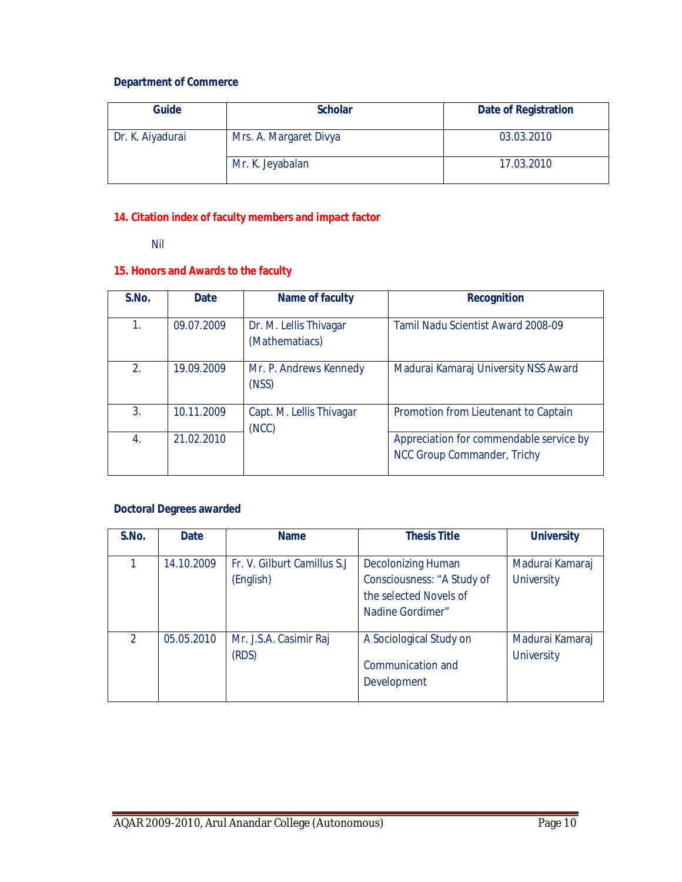**Department of Commerce**

| Guide | Scholar | Date of Registration |
|---|---|---|
| Dr. K. Aiyadurai | Mrs. A. Margaret Divya | 03.03.2010 |
| | Mr. K. Jeyabalan | 17.03.2010 |

## 14. Citation index of faculty members and impact factor

Nil

## 15. Honors and Awards to the faculty

| S.No. | Date | Name of faculty | Recognition |
|---|---|---|---|
| 1. | 09.07.2009 | Dr. M. Lellis Thivagar (Mathematiacs) | Tamil Nadu Scientist Award 2008-09 |
| 2. | 19.09.2009 | Mr. P. Andrews Kennedy (NSS) | Madurai Kamaraj University NSS Award |
| 3. | 10.11.2009 | Capt. M. Lellis Thivagar (NCC) | Promotion from Lieutenant to Captain |
| 4. | 21.02.2010 | | Appreciation for commendable service by NCC Group Commander, Trichy |

**Doctoral Degrees awarded**

| S.No. | Date | Name | Thesis Title | University |
|---|---|---|---|---|
| 1 | 14.10.2009 | Fr. V. Gilburt Camillus S.J (English) | Decolonizing Human Consciousness: "A Study of the selected Novels of Nadine Gordimer" | Madurai Kamaraj University |
| 2 | 05.05.2010 | Mr. J.S.A. Casimir Raj (RDS) | A Sociological Study on Communication and Development | Madurai Kamaraj University |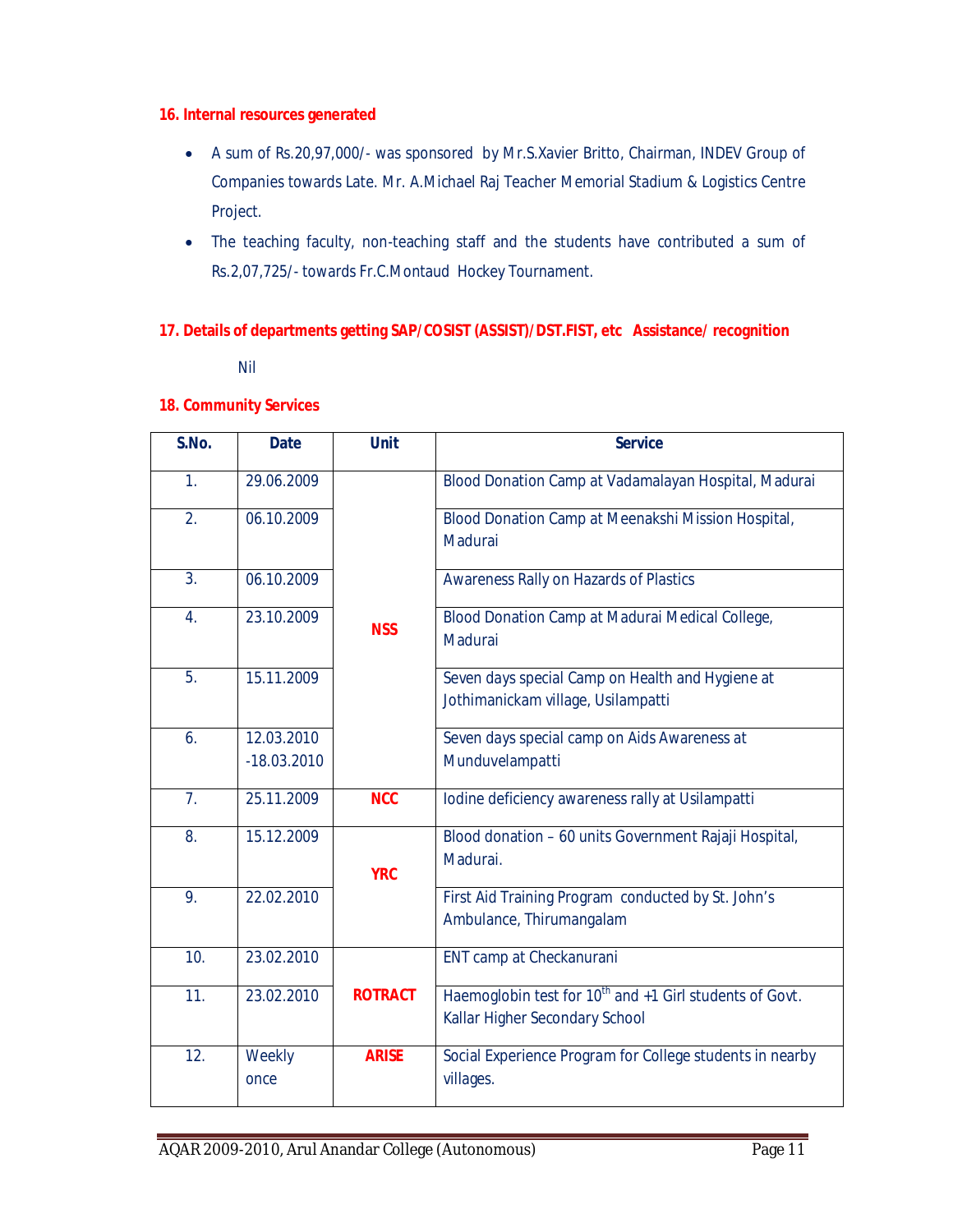## 16. Internal resources generated

- A sum of Rs.20,97,000/- was sponsored by Mr.S.Xavier Britto, Chairman, INDEV Group of Companies towards Late. Mr. A.Michael Raj Teacher Memorial Stadium & Logistics Centre Project.
- The teaching faculty, non-teaching staff and the students have contributed a sum of Rs.2,07,725/- towards Fr.C.Montaud Hockey Tournament.

## 17. Details of departments getting SAP/COSIST (ASSIST)/DST.FIST, etc Assistance/ recognition

Nil

## 18. Community Services

| S.No. | Date | Unit | Service |
|---|---|---|---|
| 1. | 29.06.2009 | NSS | Blood Donation Camp at Vadamalayan Hospital, Madurai |
| 2. | 06.10.2009 | | Blood Donation Camp at Meenakshi Mission Hospital, Madurai |
| 3. | 06.10.2009 | | Awareness Rally on Hazards of Plastics |
| 4. | 23.10.2009 | | Blood Donation Camp at Madurai Medical College, Madurai |
| 5. | 15.11.2009 | | Seven days special Camp on Health and Hygiene at Jothimanickam village, Usilampatti |
| 6. | 12.03.2010 -18.03.2010 | | Seven days special camp on Aids Awareness at Munduvelampatti |
| 7. | 25.11.2009 | NCC | Iodine deficiency awareness rally at Usilampatti |
| 8. | 15.12.2009 | YRC | Blood donation – 60 units Government Rajaji Hospital, Madurai. |
| 9. | 22.02.2010 | | First Aid Training Program conducted by St. John's Ambulance, Thirumangalam |
| 10. | 23.02.2010 | ROTRACT | ENT camp at Checkanurani |
| 11. | 23.02.2010 | | Haemoglobin test for 10th and +1 Girl students of Govt. Kallar Higher Secondary School |
| 12. | Weekly once | ARISE | Social Experience Program for College students in nearby villages. |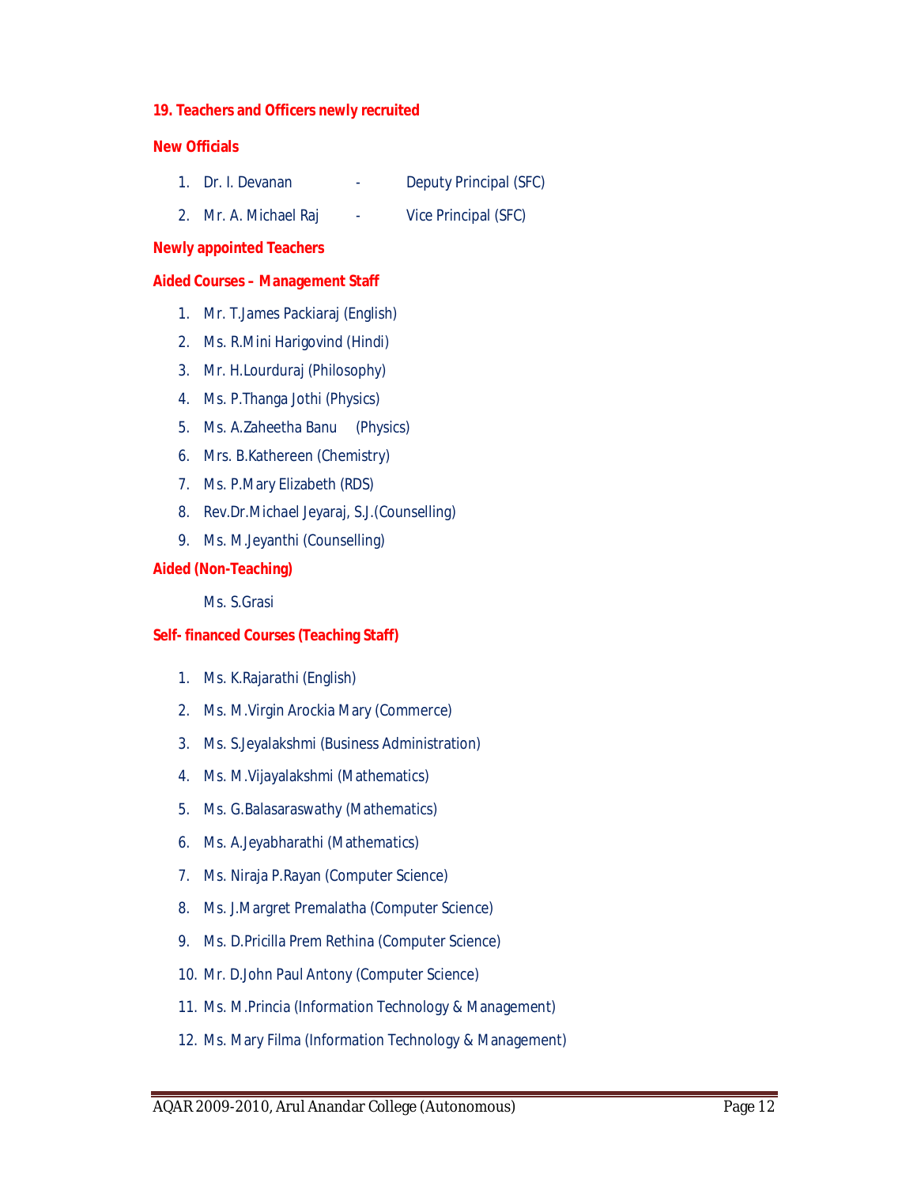## 19. Teachers and Officers newly recruited

### New Officials

1. Dr. I. Devanan - Deputy Principal (SFC)
2. Mr. A. Michael Raj - Vice Principal (SFC)

### Newly appointed Teachers

### Aided Courses – Management Staff

1. Mr. T.James Packiaraj (English)
2. Ms. R.Mini Harigovind (Hindi)
3. Mr. H.Lourduraj (Philosophy)
4. Ms. P.Thanga Jothi (Physics)
5. Ms. A.Zaheetha Banu (Physics)
6. Mrs. B.Kathereen (Chemistry)
7. Ms. P.Mary Elizabeth (RDS)
8. Rev.Dr.Michael Jeyaraj, S.J.(Counselling)
9. Ms. M.Jeyanthi (Counselling)

### Aided (Non-Teaching)

Ms. S.Grasi

### Self- financed Courses (Teaching Staff)

1. Ms. K.Rajarathi (English)
2. Ms. M.Virgin Arockia Mary (Commerce)
3. Ms. S.Jeyalakshmi (Business Administration)
4. Ms. M.Vijayalakshmi (Mathematics)
5. Ms. G.Balasaraswathy (Mathematics)
6. Ms. A.Jeyabharathi (Mathematics)
7. Ms. Niraja P.Rayan (Computer Science)
8. Ms. J.Margret Premalatha (Computer Science)
9. Ms. D.Pricilla Prem Rethina (Computer Science)
10. Mr. D.John Paul Antony (Computer Science)
11. Ms. M.Princia (Information Technology & Management)
12. Ms. Mary Filma (Information Technology & Management)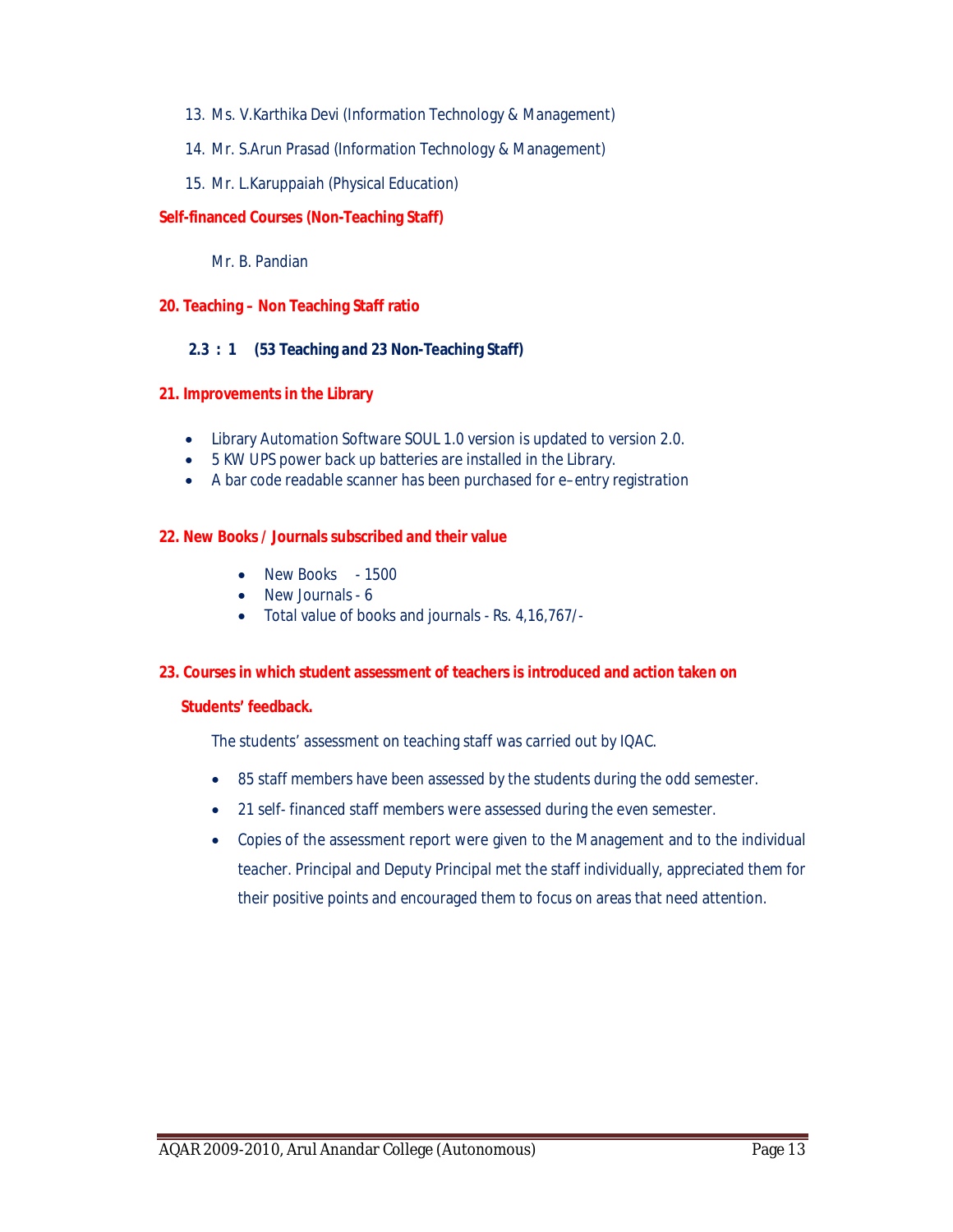13. Ms. V.Karthika Devi (Information Technology & Management)
14. Mr. S.Arun Prasad (Information Technology & Management)
15. Mr. L.Karuppaiah (Physical Education)

**Self-financed Courses (Non-Teaching Staff)**

Mr. B. Pandian

**20. Teaching – Non Teaching Staff ratio**

**2.3 : 1 (53 Teaching and 23 Non-Teaching Staff)**

**21. Improvements in the Library**

- Library Automation Software SOUL 1.0 version is updated to version 2.0.
- 5 KW UPS power back up batteries are installed in the Library.
- A bar code readable scanner has been purchased for e–entry registration

**22. New Books / Journals subscribed and their value**

- New Books - 1500
- New Journals - 6
- Total value of books and journals - Rs. 4,16,767/-

**23. Courses in which student assessment of teachers is introduced and action taken on Students' feedback.**

The students' assessment on teaching staff was carried out by IQAC.

- 85 staff members have been assessed by the students during the odd semester.
- 21 self- financed staff members were assessed during the even semester.
- Copies of the assessment report were given to the Management and to the individual teacher. Principal and Deputy Principal met the staff individually, appreciated them for their positive points and encouraged them to focus on areas that need attention.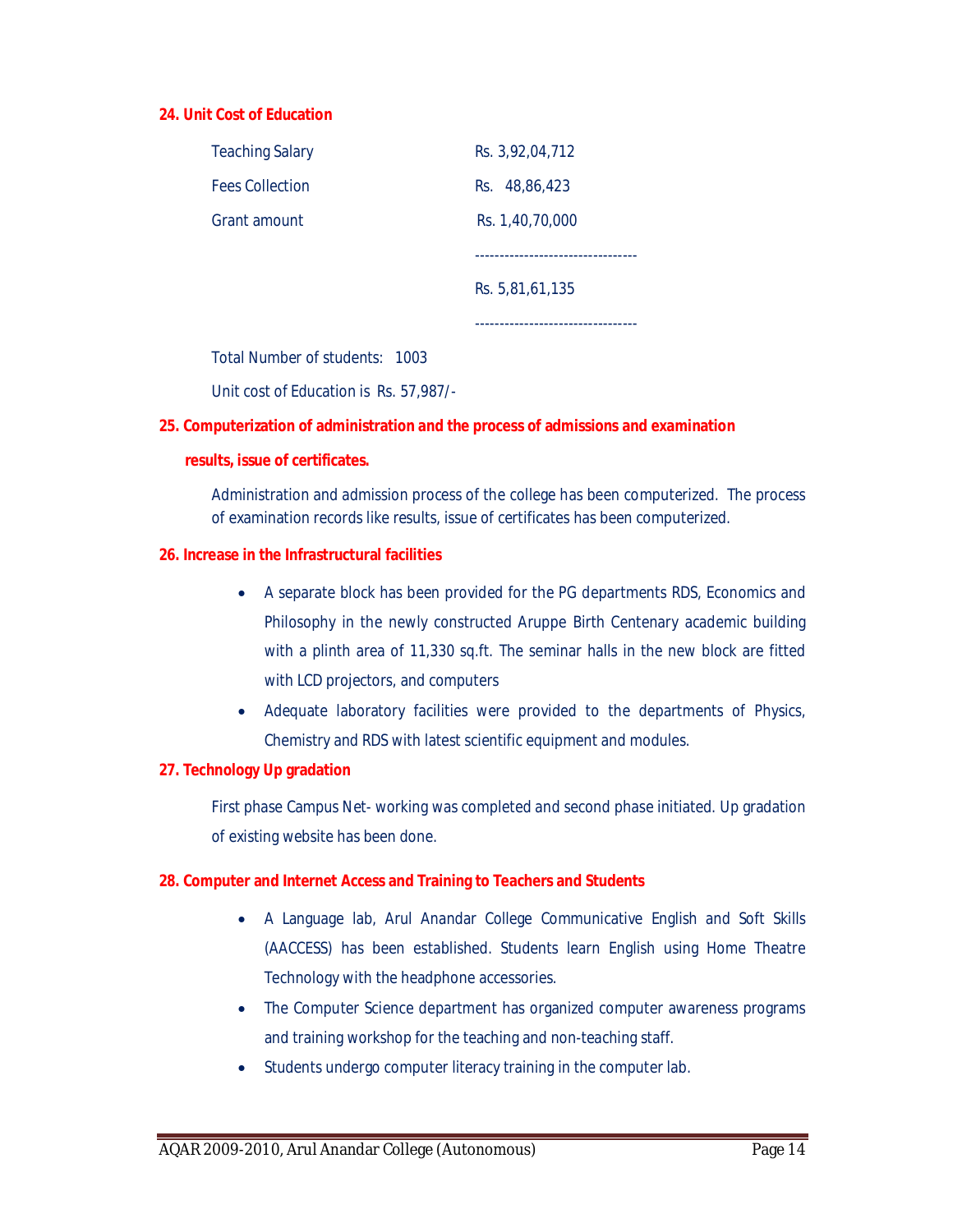**24. Unit Cost of Education**

| | |
|---|---|
| Teaching Salary | Rs. 3,92,04,712 |
| Fees Collection | Rs. 48,86,423 |
| Grant amount | Rs. 1,40,70,000 |
| | --------------------------------- |
| | Rs. 5,81,61,135 |
| | --------------------------------- |

Total Number of students: 1003

Unit cost of Education is Rs. 57,987/-

**25. Computerization of administration and the process of admissions and examination results, issue of certificates.**

Administration and admission process of the college has been computerized. The process of examination records like results, issue of certificates has been computerized.

**26. Increase in the Infrastructural facilities**

- A separate block has been provided for the PG departments RDS, Economics and Philosophy in the newly constructed Aruppe Birth Centenary academic building with a plinth area of 11,330 sq.ft. The seminar halls in the new block are fitted with LCD projectors, and computers
- Adequate laboratory facilities were provided to the departments of Physics, Chemistry and RDS with latest scientific equipment and modules.

**27. Technology Up gradation**

First phase Campus Net- working was completed and second phase initiated. Up gradation of existing website has been done.

**28. Computer and Internet Access and Training to Teachers and Students**

- A Language lab, Arul Anandar College Communicative English and Soft Skills (AACCESS) has been established. Students learn English using Home Theatre Technology with the headphone accessories.
- The Computer Science department has organized computer awareness programs and training workshop for the teaching and non-teaching staff.
- Students undergo computer literacy training in the computer lab.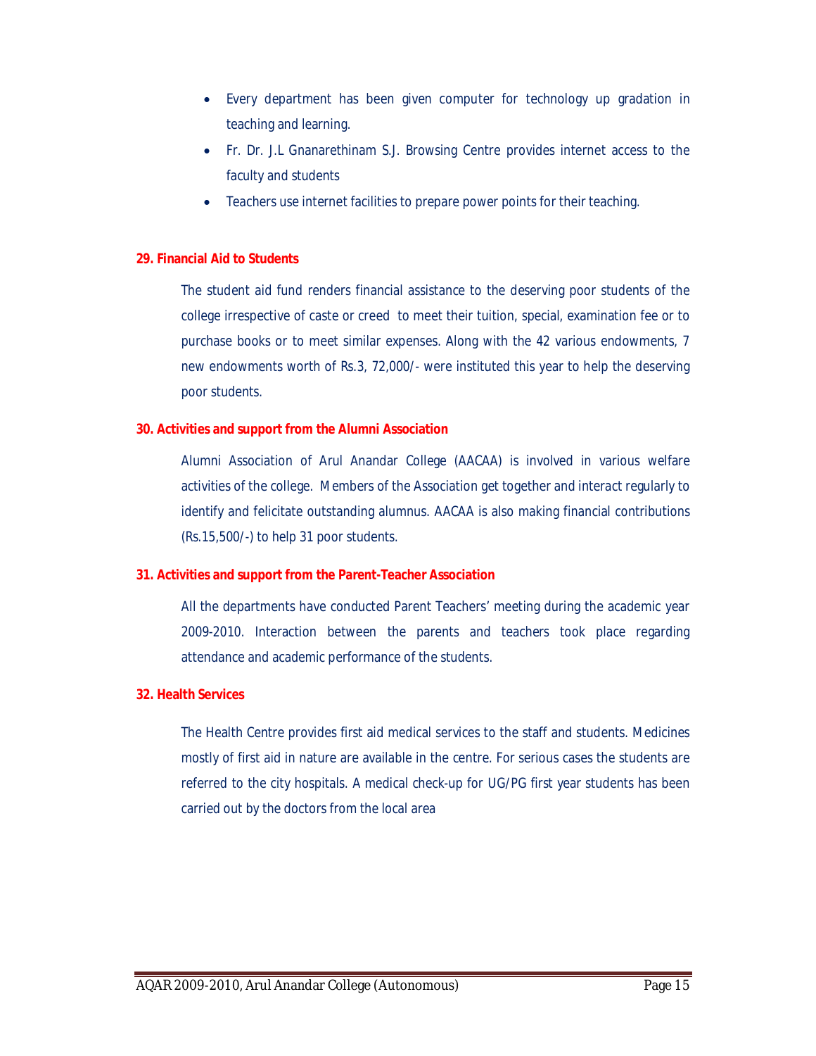- Every department has been given computer for technology up gradation in teaching and learning.
- Fr. Dr. J.L Gnanarethinam S.J. Browsing Centre provides internet access to the faculty and students
- Teachers use internet facilities to prepare power points for their teaching.

## 29. Financial Aid to Students

The student aid fund renders financial assistance to the deserving poor students of the college irrespective of caste or creed to meet their tuition, special, examination fee or to purchase books or to meet similar expenses. Along with the 42 various endowments, 7 new endowments worth of Rs.3, 72,000/- were instituted this year to help the deserving poor students.

## 30. Activities and support from the Alumni Association

Alumni Association of Arul Anandar College (AACAA) is involved in various welfare activities of the college. Members of the Association get together and interact regularly to identify and felicitate outstanding alumnus. AACAA is also making financial contributions (Rs.15,500/-) to help 31 poor students.

## 31. Activities and support from the Parent-Teacher Association

All the departments have conducted Parent Teachers' meeting during the academic year 2009-2010. Interaction between the parents and teachers took place regarding attendance and academic performance of the students.

## 32. Health Services

The Health Centre provides first aid medical services to the staff and students. Medicines mostly of first aid in nature are available in the centre. For serious cases the students are referred to the city hospitals. A medical check-up for UG/PG first year students has been carried out by the doctors from the local area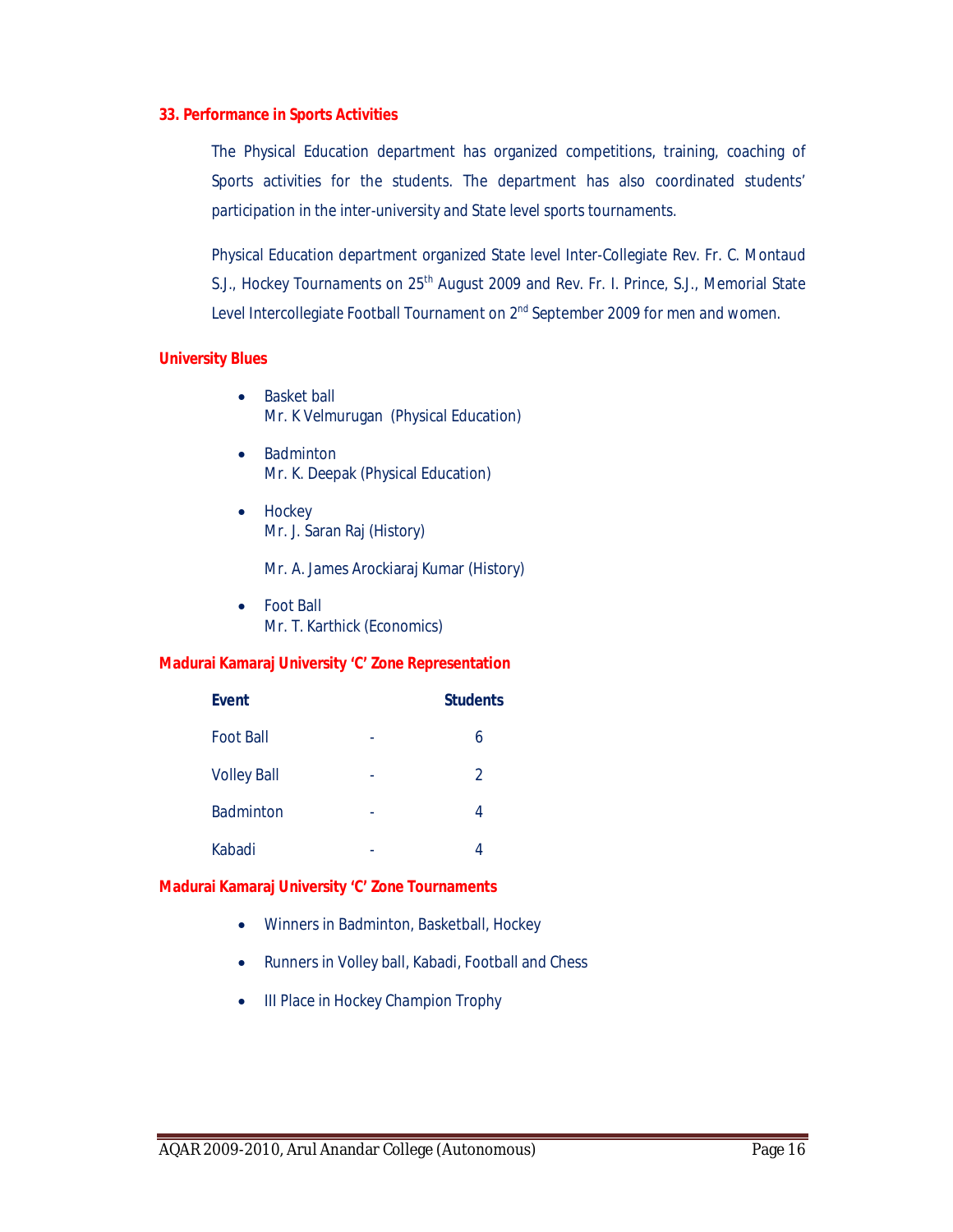## 33. Performance in Sports Activities

The Physical Education department has organized competitions, training, coaching of Sports activities for the students. The department has also coordinated students' participation in the inter-university and State level sports tournaments.

Physical Education department organized State level Inter-Collegiate Rev. Fr. C. Montaud S.J., Hockey Tournaments on 25th August 2009 and Rev. Fr. I. Prince, S.J., Memorial State Level Intercollegiate Football Tournament on 2nd September 2009 for men and women.

### University Blues

- Basket ball
  Mr. K Velmurugan (Physical Education)
- Badminton
  Mr. K. Deepak (Physical Education)
- Hockey
  Mr. J. Saran Raj (History)

  Mr. A. James Arockiaraj Kumar (History)
- Foot Ball
  Mr. T. Karthick (Economics)

### Madurai Kamaraj University 'C' Zone Representation

| Event | | Students |
|---|---|---|
| Foot Ball | - | 6 |
| Volley Ball | - | 2 |
| Badminton | - | 4 |
| Kabadi | - | 4 |

### Madurai Kamaraj University 'C' Zone Tournaments

- Winners in Badminton, Basketball, Hockey
- Runners in Volley ball, Kabadi, Football and Chess
- III Place in Hockey Champion Trophy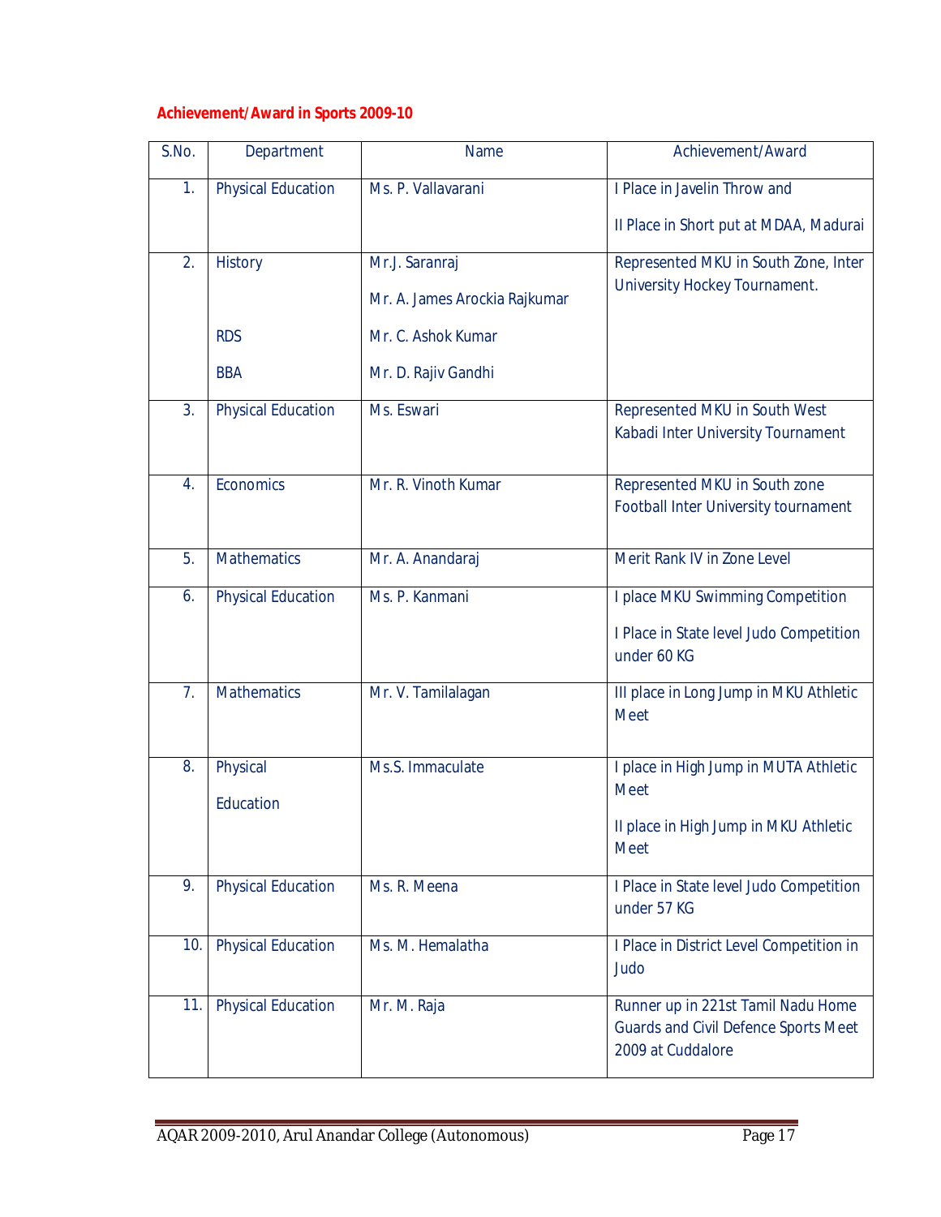## Achievement/Award in Sports 2009-10

| S.No. | Department | Name | Achievement/Award |
|---|---|---|---|
| 1. | Physical Education | Ms. P. Vallavarani | I Place in Javelin Throw and<br>II Place in Short put at MDAA, Madurai |
| 2. | History<br><br>RDS<br>BBA | Mr.J. Saranraj<br>Mr. A. James Arockia Rajkumar<br>Mr. C. Ashok Kumar<br>Mr. D. Rajiv Gandhi | Represented MKU in South Zone, Inter University Hockey Tournament. |
| 3. | Physical Education | Ms. Eswari | Represented MKU in South West Kabadi Inter University Tournament |
| 4. | Economics | Mr. R. Vinoth Kumar | Represented MKU in South zone Football Inter University tournament |
| 5. | Mathematics | Mr. A. Anandaraj | Merit Rank IV in Zone Level |
| 6. | Physical Education | Ms. P. Kanmani | I place MKU Swimming Competition<br>I Place in State level Judo Competition under 60 KG |
| 7. | Mathematics | Mr. V. Tamilalagan | III place in Long Jump in MKU Athletic Meet |
| 8. | Physical Education | Ms.S. Immaculate | I place in High Jump in MUTA Athletic Meet<br>II place in High Jump in MKU Athletic Meet |
| 9. | Physical Education | Ms. R. Meena | I Place in State level Judo Competition under 57 KG |
| 10. | Physical Education | Ms. M. Hemalatha | I Place in District Level Competition in Judo |
| 11. | Physical Education | Mr. M. Raja | Runner up in 221st Tamil Nadu Home Guards and Civil Defence Sports Meet 2009 at Cuddalore |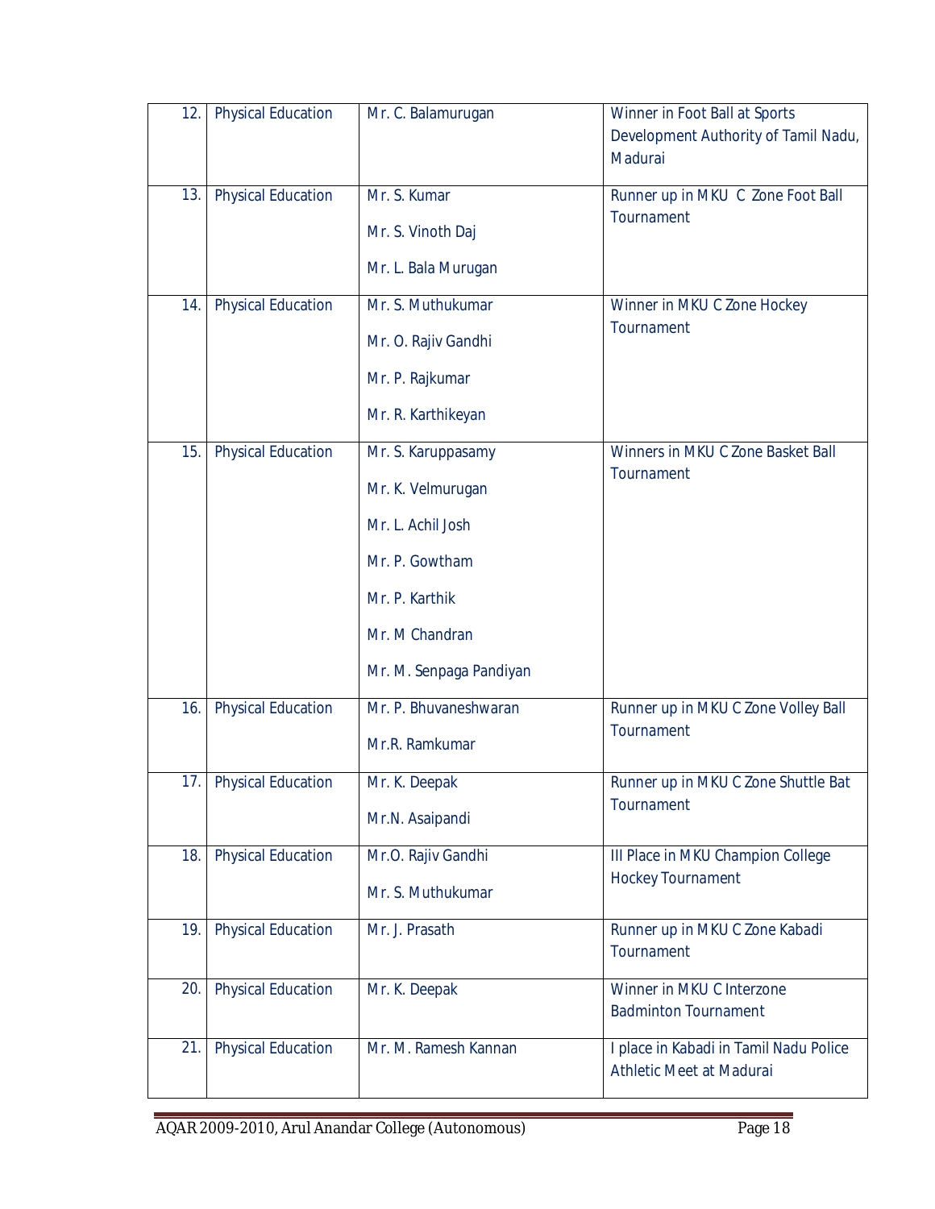| 12. | Physical Education | Mr. C. Balamurugan | Winner in Foot Ball at Sports Development Authority of Tamil Nadu, Madurai |
|---|---|---|---|
| 13. | Physical Education | Mr. S. Kumar<br>Mr. S. Vinoth Daj<br>Mr. L. Bala Murugan | Runner up in MKU C Zone Foot Ball Tournament |
| 14. | Physical Education | Mr. S. Muthukumar<br>Mr. O. Rajiv Gandhi<br>Mr. P. Rajkumar<br>Mr. R. Karthikeyan | Winner in MKU C Zone Hockey Tournament |
| 15. | Physical Education | Mr. S. Karuppasamy<br>Mr. K. Velmurugan<br>Mr. L. Achil Josh<br>Mr. P. Gowtham<br>Mr. P. Karthik<br>Mr. M Chandran<br>Mr. M. Senpaga Pandiyan | Winners in MKU C Zone Basket Ball Tournament |
| 16. | Physical Education | Mr. P. Bhuvaneshwaran<br>Mr.R. Ramkumar | Runner up in MKU C Zone Volley Ball Tournament |
| 17. | Physical Education | Mr. K. Deepak<br>Mr.N. Asaipandi | Runner up in MKU C Zone Shuttle Bat Tournament |
| 18. | Physical Education | Mr.O. Rajiv Gandhi<br>Mr. S. Muthukumar | III Place in MKU Champion College Hockey Tournament |
| 19. | Physical Education | Mr. J. Prasath | Runner up in MKU C Zone Kabadi Tournament |
| 20. | Physical Education | Mr. K. Deepak | Winner in MKU C Interzone Badminton Tournament |
| 21. | Physical Education | Mr. M. Ramesh Kannan | I place in Kabadi in Tamil Nadu Police Athletic Meet at Madurai |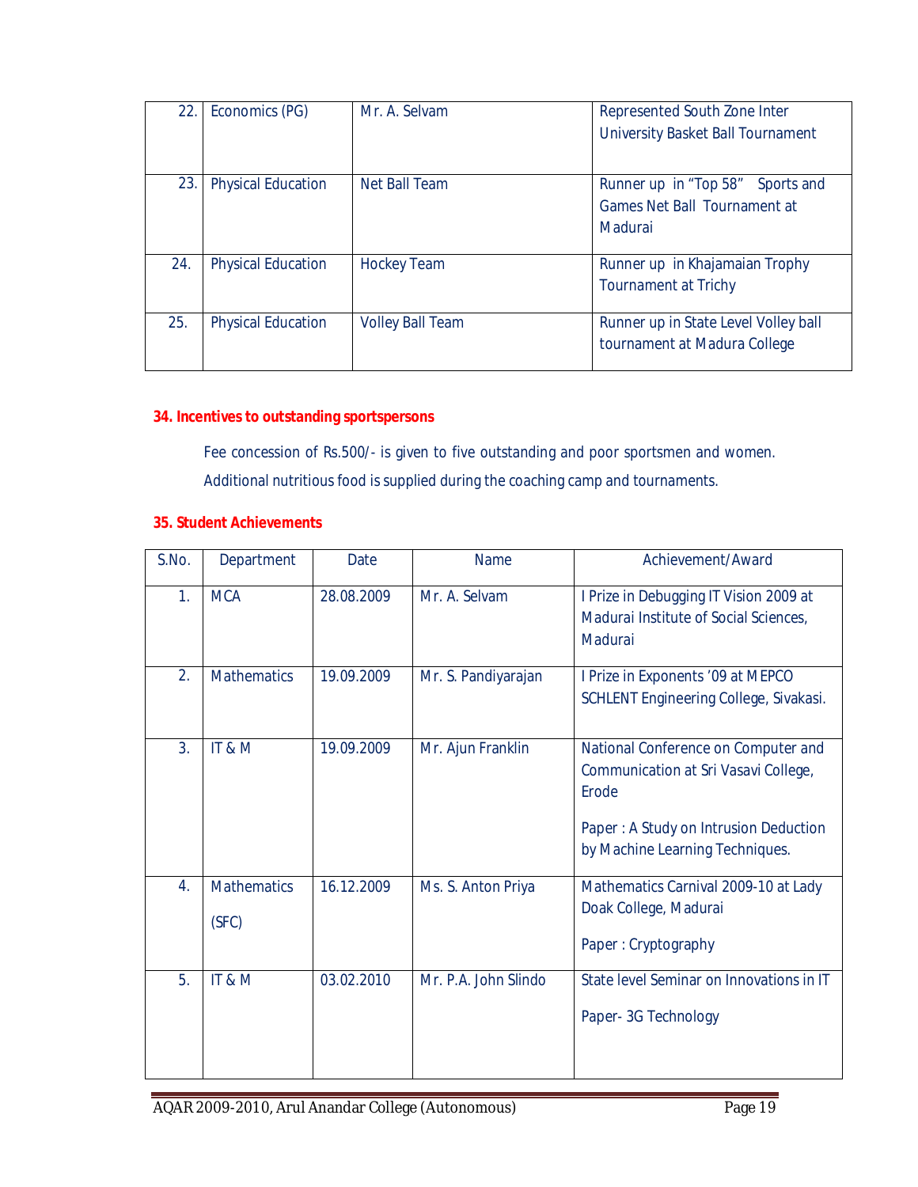| | | | |
|---|---|---|---|
| 22. | Economics (PG) | Mr. A. Selvam | Represented South Zone Inter University Basket Ball Tournament |
| 23. | Physical Education | Net Ball Team | Runner up in "Top 58" Sports and Games Net Ball Tournament at Madurai |
| 24. | Physical Education | Hockey Team | Runner up in Khajamaian Trophy Tournament at Trichy |
| 25. | Physical Education | Volley Ball Team | Runner up in State Level Volley ball tournament at Madura College |

**34. Incentives to outstanding sportspersons**

Fee concession of Rs.500/- is given to five outstanding and poor sportsmen and women.

Additional nutritious food is supplied during the coaching camp and tournaments.

**35. Student Achievements**

| S.No. | Department | Date | Name | Achievement/Award |
|---|---|---|---|---|
| 1. | MCA | 28.08.2009 | Mr. A. Selvam | I Prize in Debugging IT Vision 2009 at Madurai Institute of Social Sciences, Madurai |
| 2. | Mathematics | 19.09.2009 | Mr. S. Pandiyarajan | I Prize in Exponents '09 at MEPCO SCHLENT Engineering College, Sivakasi. |
| 3. | IT & M | 19.09.2009 | Mr. Ajun Franklin | National Conference on Computer and Communication at Sri Vasavi College, Erode<br>Paper : A Study on Intrusion Deduction by Machine Learning Techniques. |
| 4. | Mathematics (SFC) | 16.12.2009 | Ms. S. Anton Priya | Mathematics Carnival 2009-10 at Lady Doak College, Madurai<br>Paper : Cryptography |
| 5. | IT & M | 03.02.2010 | Mr. P.A. John Slindo | State level Seminar on Innovations in IT<br>Paper- 3G Technology |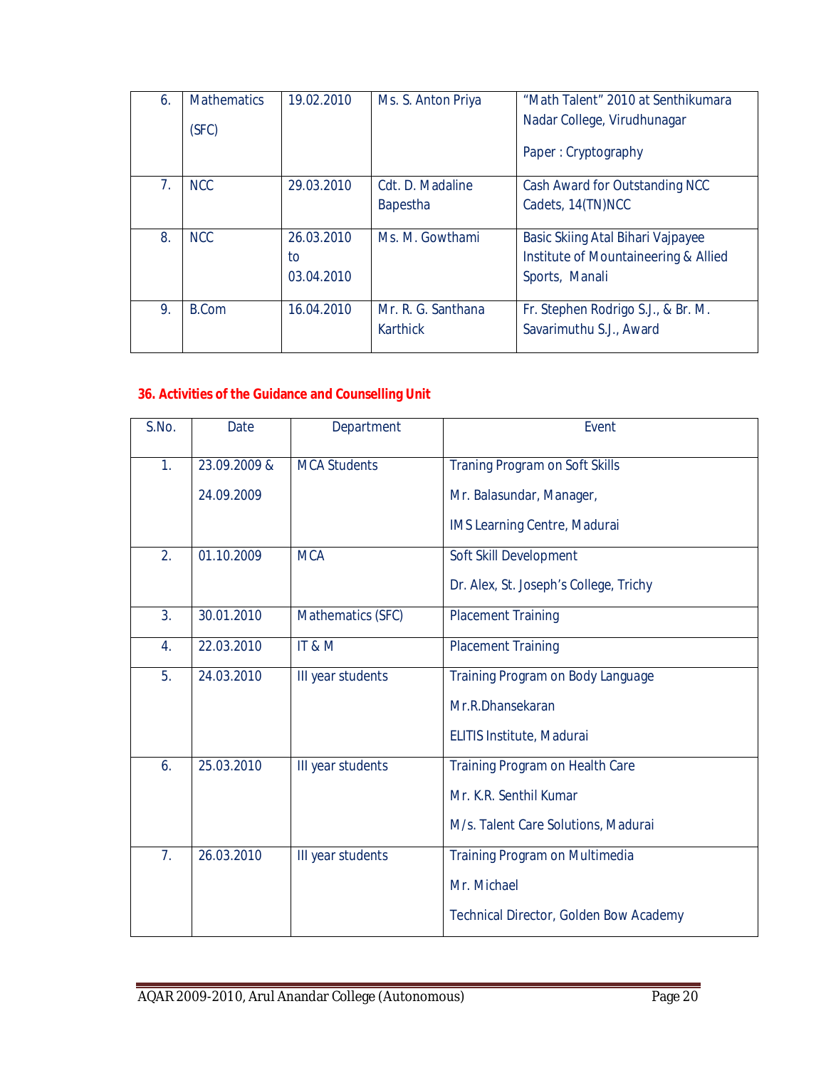| | | | | |
|---|---|---|---|---|
| 6. | Mathematics (SFC) | 19.02.2010 | Ms. S. Anton Priya | "Math Talent" 2010 at Senthikumara Nadar College, Virudhunagar<br><br>Paper : Cryptography |
| 7. | NCC | 29.03.2010 | Cdt. D. Madaline Bapestha | Cash Award for Outstanding NCC Cadets, 14(TN)NCC |
| 8. | NCC | 26.03.2010 to 03.04.2010 | Ms. M. Gowthami | Basic Skiing Atal Bihari Vajpayee Institute of Mountaineering & Allied Sports, Manali |
| 9. | B.Com | 16.04.2010 | Mr. R. G. Santhana Karthick | Fr. Stephen Rodrigo S.J., & Br. M. Savarimuthu S.J., Award |

## 36. Activities of the Guidance and Counselling Unit

| S.No. | Date | Department | Event |
|---|---|---|---|
| 1. | 23.09.2009 & 24.09.2009 | MCA Students | Traning Program on Soft Skills<br>Mr. Balasundar, Manager,<br>IMS Learning Centre, Madurai |
| 2. | 01.10.2009 | MCA | Soft Skill Development<br>Dr. Alex, St. Joseph's College, Trichy |
| 3. | 30.01.2010 | Mathematics (SFC) | Placement Training |
| 4. | 22.03.2010 | IT & M | Placement Training |
| 5. | 24.03.2010 | III year students | Training Program on Body Language<br>Mr.R.Dhansekaran<br>ELITIS Institute, Madurai |
| 6. | 25.03.2010 | III year students | Training Program on Health Care<br>Mr. K.R. Senthil Kumar<br>M/s. Talent Care Solutions, Madurai |
| 7. | 26.03.2010 | III year students | Training Program on Multimedia<br>Mr. Michael<br>Technical Director, Golden Bow Academy |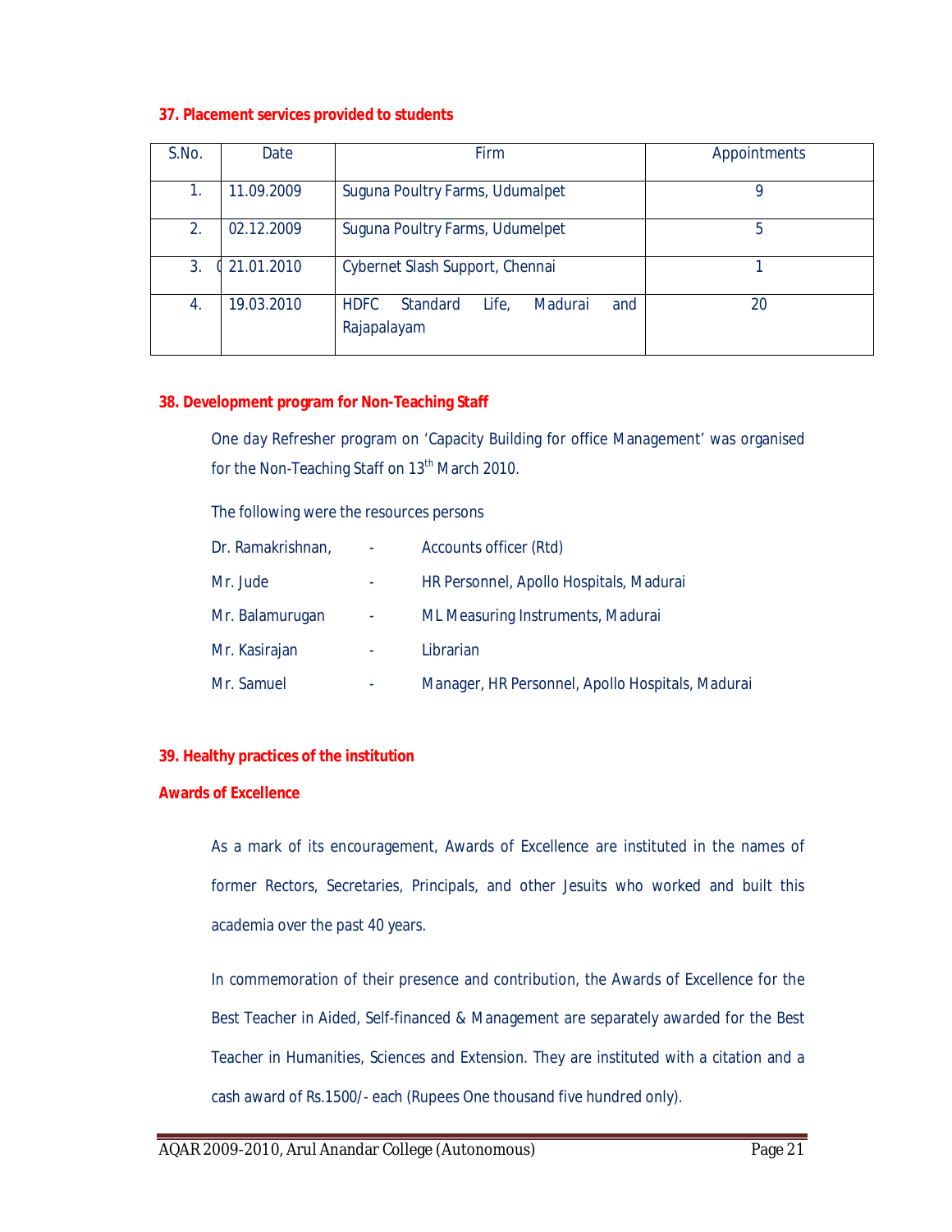### 37. Placement services provided to students

| S.No. | Date | Firm | Appointments |
|---|---|---|---|
| 1. | 11.09.2009 | Suguna Poultry Farms, Udumalpet | 9 |
| 2. | 02.12.2009 | Suguna Poultry Farms, Udumelpet | 5 |
| 3. | 21.01.2010 | Cybernet Slash Support, Chennai | 1 |
| 4. | 19.03.2010 | HDFC Standard Life, Madurai and Rajapalayam | 20 |

### 38. Development program for Non-Teaching Staff

One day Refresher program on 'Capacity Building for office Management' was organised for the Non-Teaching Staff on 13th March 2010.

The following were the resources persons

| | | |
|---|---|---|
| Dr. Ramakrishnan, | - | Accounts officer (Rtd) |
| Mr. Jude | - | HR Personnel, Apollo Hospitals, Madurai |
| Mr. Balamurugan | - | ML Measuring Instruments, Madurai |
| Mr. Kasirajan | - | Librarian |
| Mr. Samuel | - | Manager, HR Personnel, Apollo Hospitals, Madurai |

### 39. Healthy practices of the institution

**Awards of Excellence**

As a mark of its encouragement, Awards of Excellence are instituted in the names of former Rectors, Secretaries, Principals, and other Jesuits who worked and built this academia over the past 40 years.

In commemoration of their presence and contribution, the Awards of Excellence for the Best Teacher in Aided, Self-financed & Management are separately awarded for the Best Teacher in Humanities, Sciences and Extension. They are instituted with a citation and a cash award of Rs.1500/- each (Rupees One thousand five hundred only).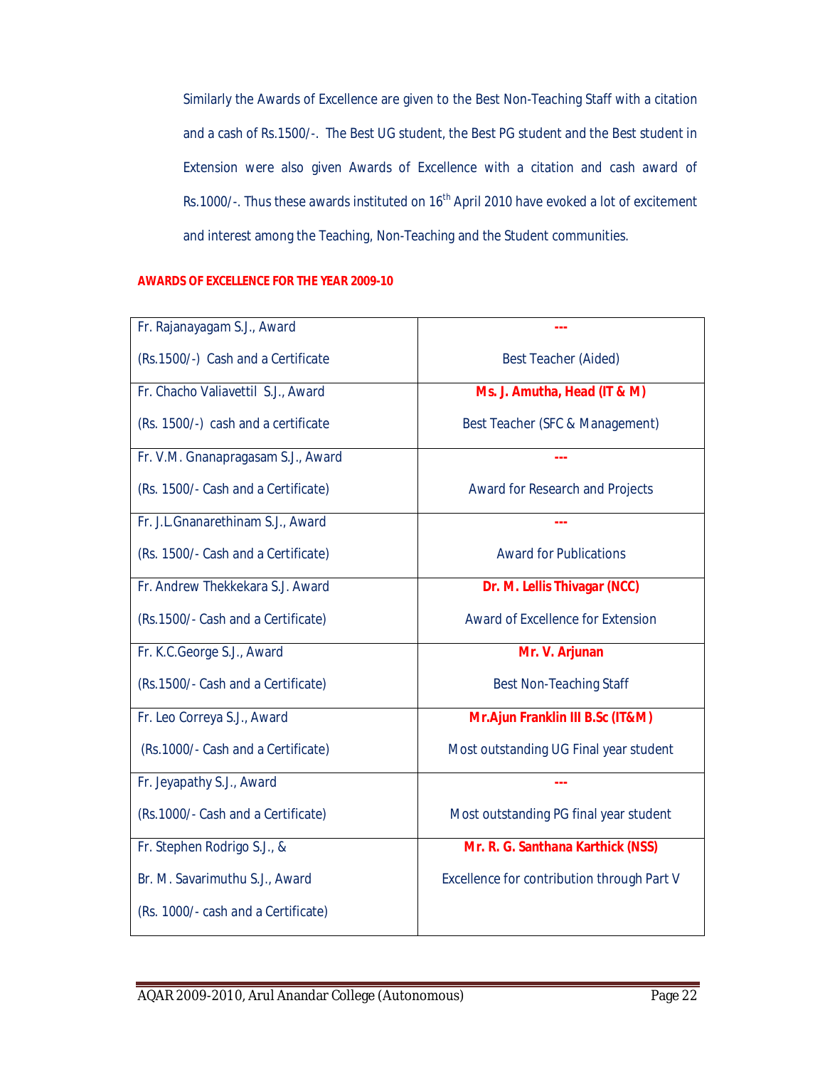Similarly the Awards of Excellence are given to the Best Non-Teaching Staff with a citation and a cash of Rs.1500/-. The Best UG student, the Best PG student and the Best student in Extension were also given Awards of Excellence with a citation and cash award of Rs.1000/-. Thus these awards instituted on 16th April 2010 have evoked a lot of excitement and interest among the Teaching, Non-Teaching and the Student communities.

**AWARDS OF EXCELLENCE FOR THE YEAR 2009-10**

| Award | Recipient / Category |
|---|---|
| Fr. Rajanayagam S.J., Award<br>(Rs.1500/-) Cash and a Certificate | **---**<br>Best Teacher (Aided) |
| Fr. Chacho Valiavettil S.J., Award<br>(Rs. 1500/-) cash and a certificate | **Ms. J. Amutha, Head (IT & M)**<br>Best Teacher (SFC & Management) |
| Fr. V.M. Gnanapragasam S.J., Award<br>(Rs. 1500/- Cash and a Certificate) | **---**<br>Award for Research and Projects |
| Fr. J.L.Gnanarethinam S.J., Award<br>(Rs. 1500/- Cash and a Certificate) | **---**<br>Award for Publications |
| Fr. Andrew Thekkekara S.J. Award<br>(Rs.1500/- Cash and a Certificate) | **Dr. M. Lellis Thivagar (NCC)**<br>Award of Excellence for Extension |
| Fr. K.C.George S.J., Award<br>(Rs.1500/- Cash and a Certificate) | **Mr. V. Arjunan**<br>Best Non-Teaching Staff |
| Fr. Leo Correya S.J., Award<br>(Rs.1000/- Cash and a Certificate) | **Mr.Ajun Franklin III B.Sc (IT&M)**<br>Most outstanding UG Final year student |
| Fr. Jeyapathy S.J., Award<br>(Rs.1000/- Cash and a Certificate) | **---**<br>Most outstanding PG final year student |
| Fr. Stephen Rodrigo S.J., &<br>Br. M. Savarimuthu S.J., Award<br>(Rs. 1000/- cash and a Certificate) | **Mr. R. G. Santhana Karthick (NSS)**<br>Excellence for contribution through Part V |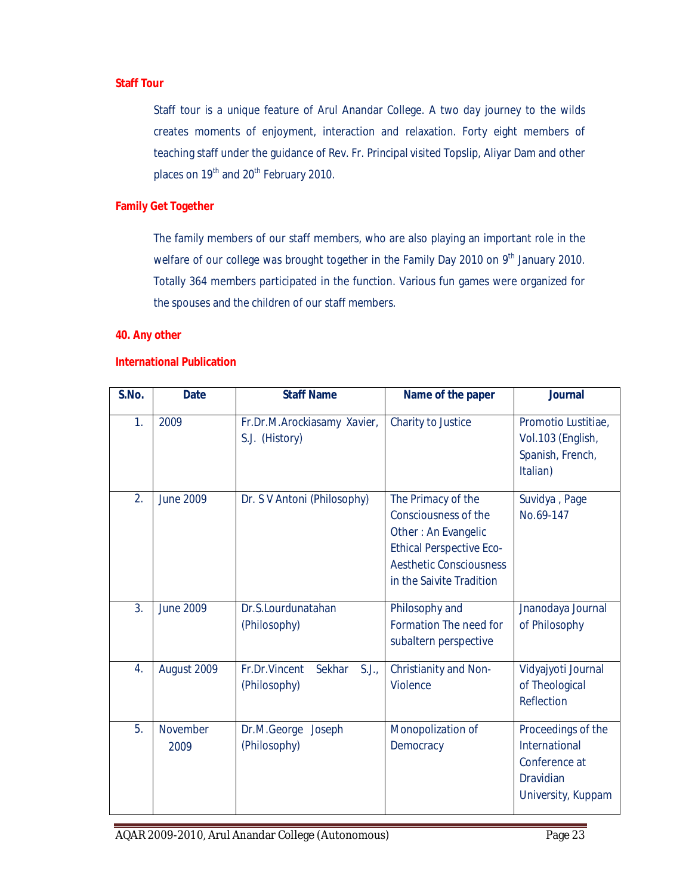**Staff Tour**

Staff tour is a unique feature of Arul Anandar College. A two day journey to the wilds creates moments of enjoyment, interaction and relaxation. Forty eight members of teaching staff under the guidance of Rev. Fr. Principal visited Topslip, Aliyar Dam and other places on 19th and 20th February 2010.

**Family Get Together**

The family members of our staff members, who are also playing an important role in the welfare of our college was brought together in the Family Day 2010 on 9th January 2010. Totally 364 members participated in the function. Various fun games were organized for the spouses and the children of our staff members.

**40. Any other**

**International Publication**

| S.No. | Date | Staff Name | Name of the paper | Journal |
|---|---|---|---|---|
| 1. | 2009 | Fr.Dr.M.Arockiasamy Xavier, S.J. (History) | Charity to Justice | Promotio Lustitiae, Vol.103 (English, Spanish, French, Italian) |
| 2. | June 2009 | Dr. S V Antoni (Philosophy) | The Primacy of the Consciousness of the Other : An Evangelic Ethical Perspective Eco-Aesthetic Consciousness in the Saivite Tradition | Suvidya , Page No.69-147 |
| 3. | June 2009 | Dr.S.Lourdunatahan (Philosophy) | Philosophy and Formation The need for subaltern perspective | Jnanodaya Journal of Philosophy |
| 4. | August 2009 | Fr.Dr.Vincent Sekhar S.J., (Philosophy) | Christianity and Non-Violence | Vidyajyoti Journal of Theological Reflection |
| 5. | November 2009 | Dr.M.George Joseph (Philosophy) | Monopolization of Democracy | Proceedings of the International Conference at Dravidian University, Kuppam |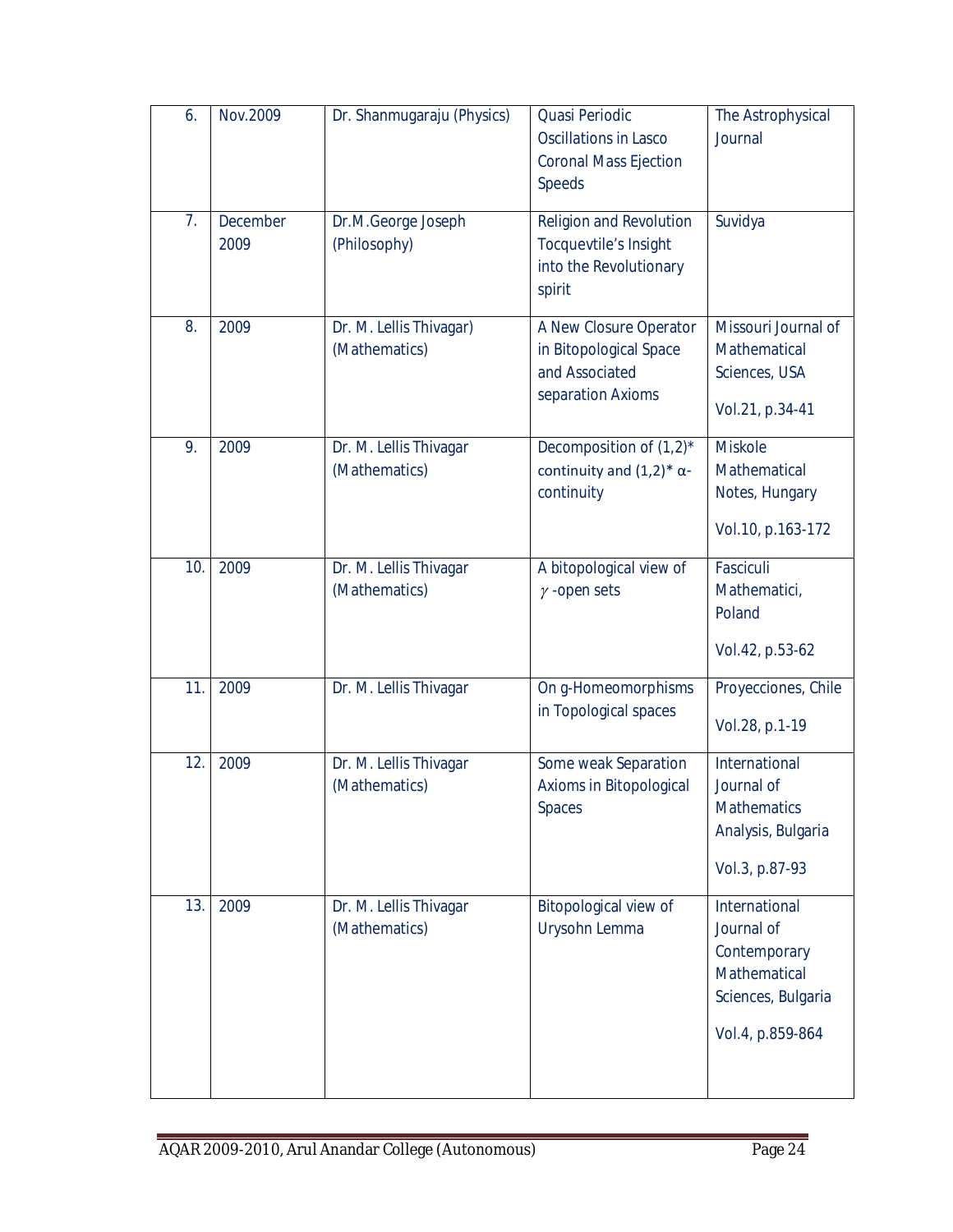| 6. | Nov.2009 | Dr. Shanmugaraju (Physics) | Quasi Periodic Oscillations in Lasco Coronal Mass Ejection Speeds | The Astrophysical Journal |
|---|---|---|---|---|
| 7. | December 2009 | Dr.M.George Joseph (Philosophy) | Religion and Revolution Tocquevtile's Insight into the Revolutionary spirit | Suvidya |
| 8. | 2009 | Dr. M. Lellis Thivagar) (Mathematics) | A New Closure Operator in Bitopological Space and Associated separation Axioms | Missouri Journal of Mathematical Sciences, USA<br><br>Vol.21, p.34-41 |
| 9. | 2009 | Dr. M. Lellis Thivagar (Mathematics) | Decomposition of (1,2)* continuity and (1,2)* α-continuity | Miskole Mathematical Notes, Hungary<br><br>Vol.10, p.163-172 |
| 10. | 2009 | Dr. M. Lellis Thivagar (Mathematics) | A bitopological view of $\gamma$ -open sets | Fasciculi Mathematici, Poland<br><br>Vol.42, p.53-62 |
| 11. | 2009 | Dr. M. Lellis Thivagar | On g-Homeomorphisms in Topological spaces | Proyecciones, Chile<br><br>Vol.28, p.1-19 |
| 12. | 2009 | Dr. M. Lellis Thivagar (Mathematics) | Some weak Separation Axioms in Bitopological Spaces | International Journal of Mathematics Analysis, Bulgaria<br><br>Vol.3, p.87-93 |
| 13. | 2009 | Dr. M. Lellis Thivagar (Mathematics) | Bitopological view of Urysohn Lemma | International Journal of Contemporary Mathematical Sciences, Bulgaria<br><br>Vol.4, p.859-864 |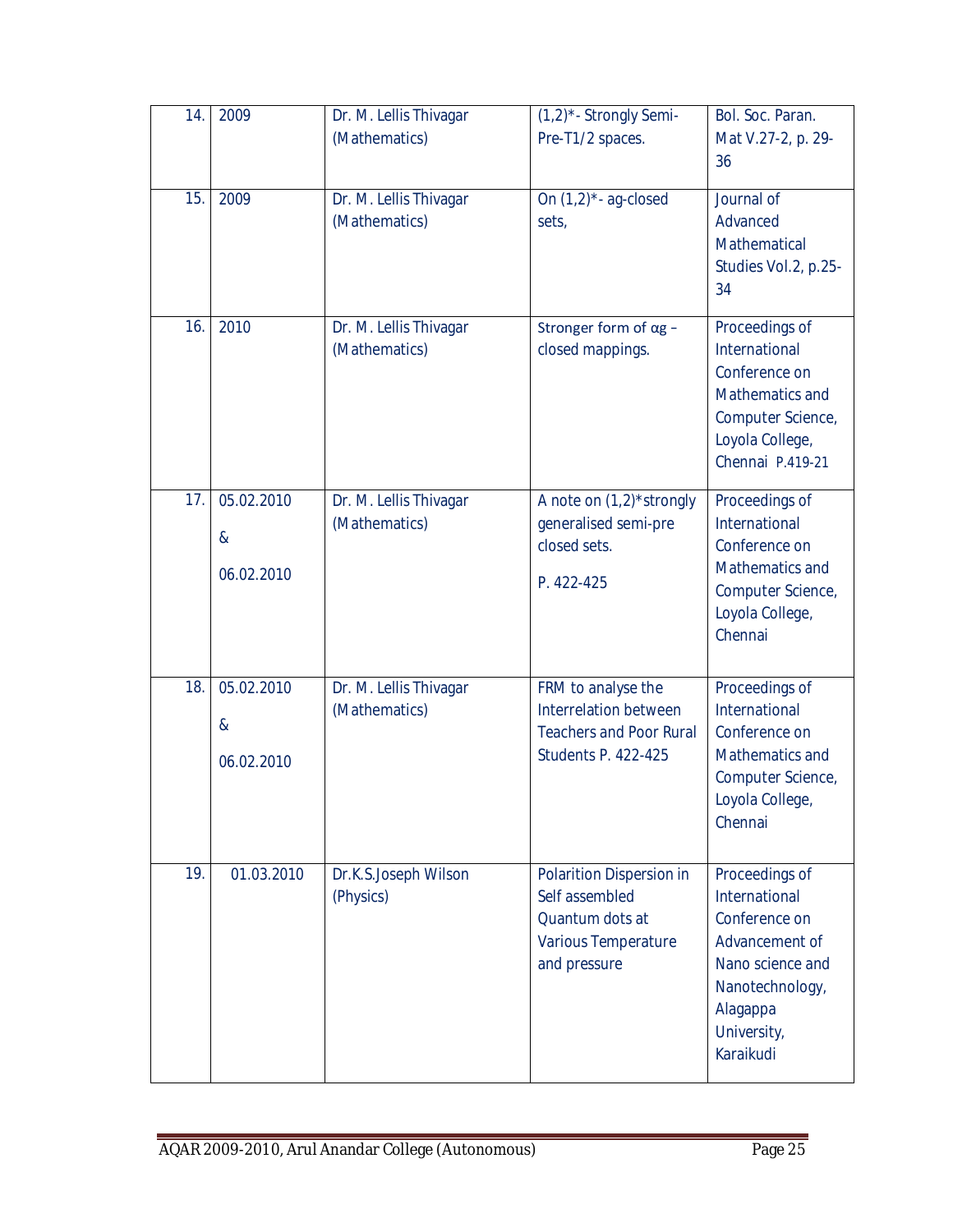| 14. | 2009 | Dr. M. Lellis Thivagar (Mathematics) | (1,2)*- Strongly Semi-Pre-T1/2 spaces. | Bol. Soc. Paran. Mat V.27-2, p. 29-36 |
|---|---|---|---|---|
| 15. | 2009 | Dr. M. Lellis Thivagar (Mathematics) | On (1,2)*- ag-closed sets, | Journal of Advanced Mathematical Studies Vol.2, p.25-34 |
| 16. | 2010 | Dr. M. Lellis Thivagar (Mathematics) | Stronger form of αg – closed mappings. | Proceedings of International Conference on Mathematics and Computer Science, Loyola College, Chennai P.419-21 |
| 17. | 05.02.2010 & 06.02.2010 | Dr. M. Lellis Thivagar (Mathematics) | A note on (1,2)*strongly generalised semi-pre closed sets. P. 422-425 | Proceedings of International Conference on Mathematics and Computer Science, Loyola College, Chennai |
| 18. | 05.02.2010 & 06.02.2010 | Dr. M. Lellis Thivagar (Mathematics) | FRM to analyse the Interrelation between Teachers and Poor Rural Students P. 422-425 | Proceedings of International Conference on Mathematics and Computer Science, Loyola College, Chennai |
| 19. | 01.03.2010 | Dr.K.S.Joseph Wilson (Physics) | Polarition Dispersion in Self assembled Quantum dots at Various Temperature and pressure | Proceedings of International Conference on Advancement of Nano science and Nanotechnology, Alagappa University, Karaikudi |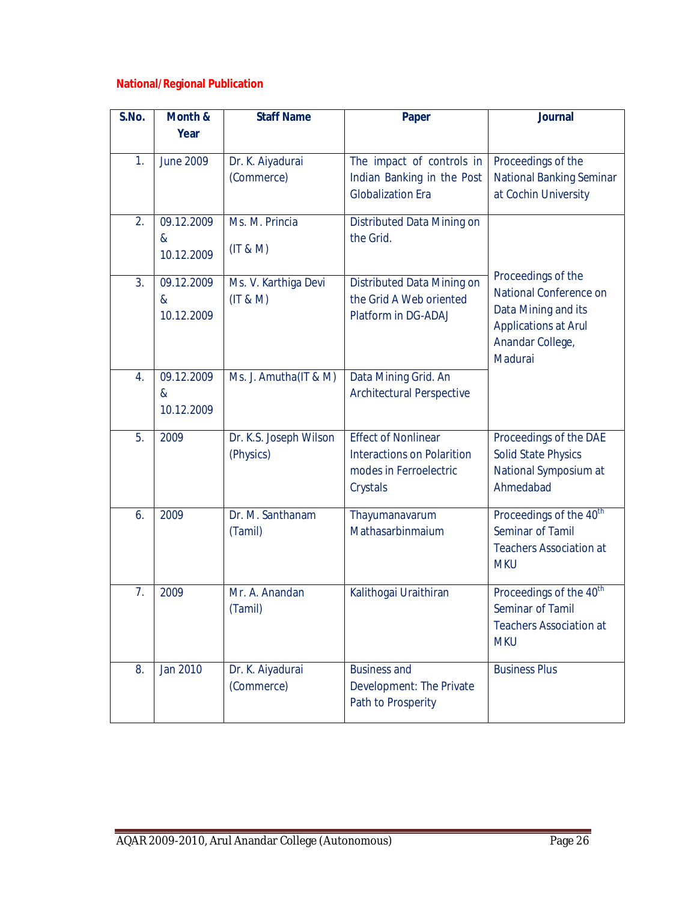**National/Regional Publication**

| S.No. | Month & Year | Staff Name | Paper | Journal |
|---|---|---|---|---|
| 1. | June 2009 | Dr. K. Aiyadurai (Commerce) | The impact of controls in Indian Banking in the Post Globalization Era | Proceedings of the National Banking Seminar at Cochin University |
| 2. | 09.12.2009 & 10.12.2009 | Ms. M. Princia (IT & M) | Distributed Data Mining on the Grid. | Proceedings of the National Conference on Data Mining and its Applications at Arul Anandar College, Madurai |
| 3. | 09.12.2009 & 10.12.2009 | Ms. V. Karthiga Devi (IT & M) | Distributed Data Mining on the Grid A Web oriented Platform in DG-ADAJ | |
| 4. | 09.12.2009 & 10.12.2009 | Ms. J. Amutha(IT & M) | Data Mining Grid. An Architectural Perspective | |
| 5. | 2009 | Dr. K.S. Joseph Wilson (Physics) | Effect of Nonlinear Interactions on Polarition modes in Ferroelectric Crystals | Proceedings of the DAE Solid State Physics National Symposium at Ahmedabad |
| 6. | 2009 | Dr. M. Santhanam (Tamil) | Thayumanavarum Mathasarbinmaium | Proceedings of the 40th Seminar of Tamil Teachers Association at MKU |
| 7. | 2009 | Mr. A. Anandan (Tamil) | Kalithogai Uraithiran | Proceedings of the 40th Seminar of Tamil Teachers Association at MKU |
| 8. | Jan 2010 | Dr. K. Aiyadurai (Commerce) | Business and Development: The Private Path to Prosperity | Business Plus |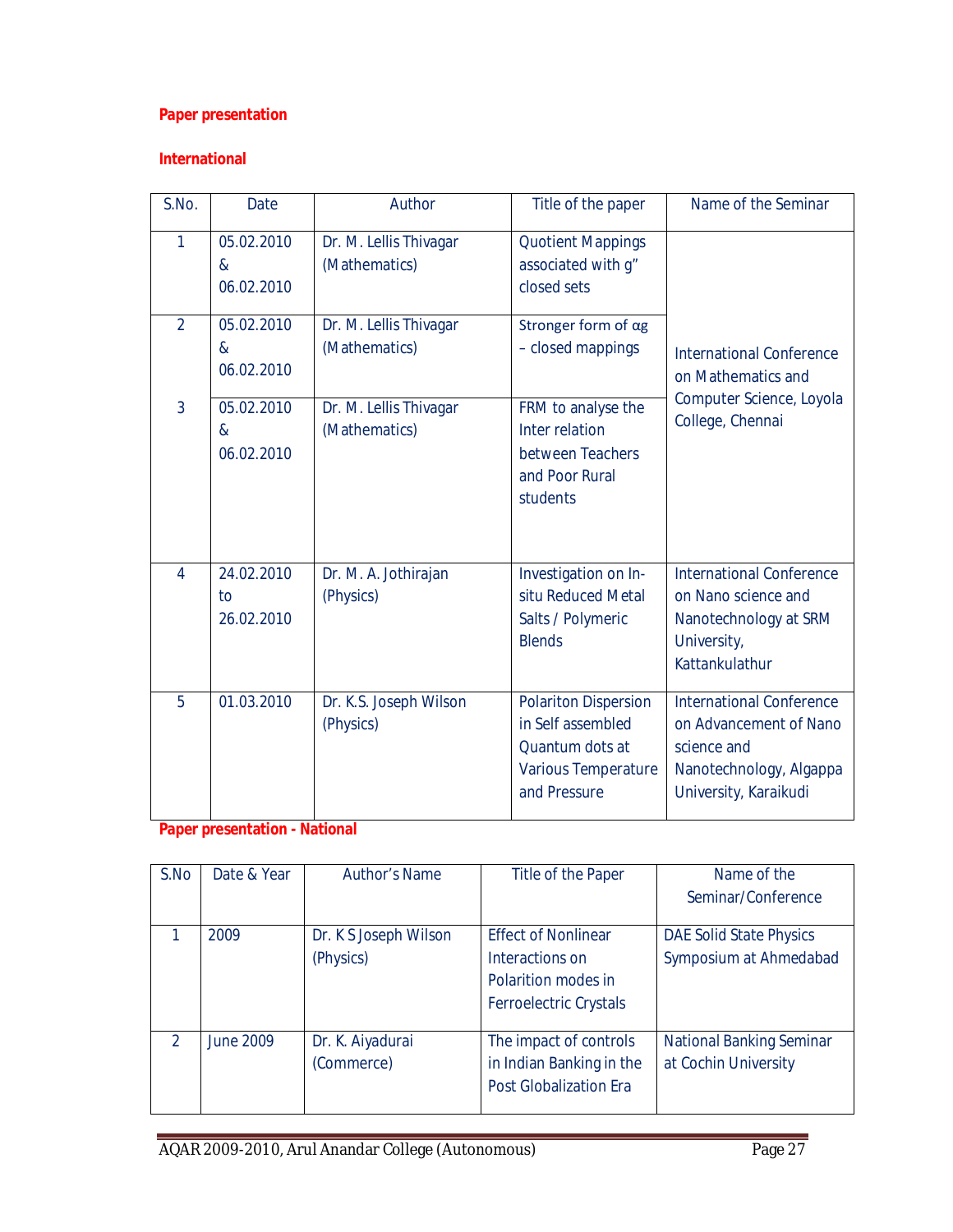**Paper presentation**

**International**

| S.No. | Date | Author | Title of the paper | Name of the Seminar |
|---|---|---|---|---|
| 1 | 05.02.2010 & 06.02.2010 | Dr. M. Lellis Thivagar (Mathematics) | Quotient Mappings associated with g" closed sets | International Conference on Mathematics and Computer Science, Loyola College, Chennai |
| 2 | 05.02.2010 & 06.02.2010 | Dr. M. Lellis Thivagar (Mathematics) | Stronger form of $\alpha$g – closed mappings | |
| 3 | 05.02.2010 & 06.02.2010 | Dr. M. Lellis Thivagar (Mathematics) | FRM to analyse the Inter relation between Teachers and Poor Rural students | |
| 4 | 24.02.2010 to 26.02.2010 | Dr. M. A. Jothirajan (Physics) | Investigation on In-situ Reduced Metal Salts / Polymeric Blends | International Conference on Nano science and Nanotechnology at SRM University, Kattankulathur |
| 5 | 01.03.2010 | Dr. K.S. Joseph Wilson (Physics) | Polariton Dispersion in Self assembled Quantum dots at Various Temperature and Pressure | International Conference on Advancement of Nano science and Nanotechnology, Algappa University, Karaikudi |

**Paper presentation - National**

| S.No | Date & Year | Author's Name | Title of the Paper | Name of the Seminar/Conference |
|---|---|---|---|---|
| 1 | 2009 | Dr. K S Joseph Wilson (Physics) | Effect of Nonlinear Interactions on Polarition modes in Ferroelectric Crystals | DAE Solid State Physics Symposium at Ahmedabad |
| 2 | June 2009 | Dr. K. Aiyadurai (Commerce) | The impact of controls in Indian Banking in the Post Globalization Era | National Banking Seminar at Cochin University |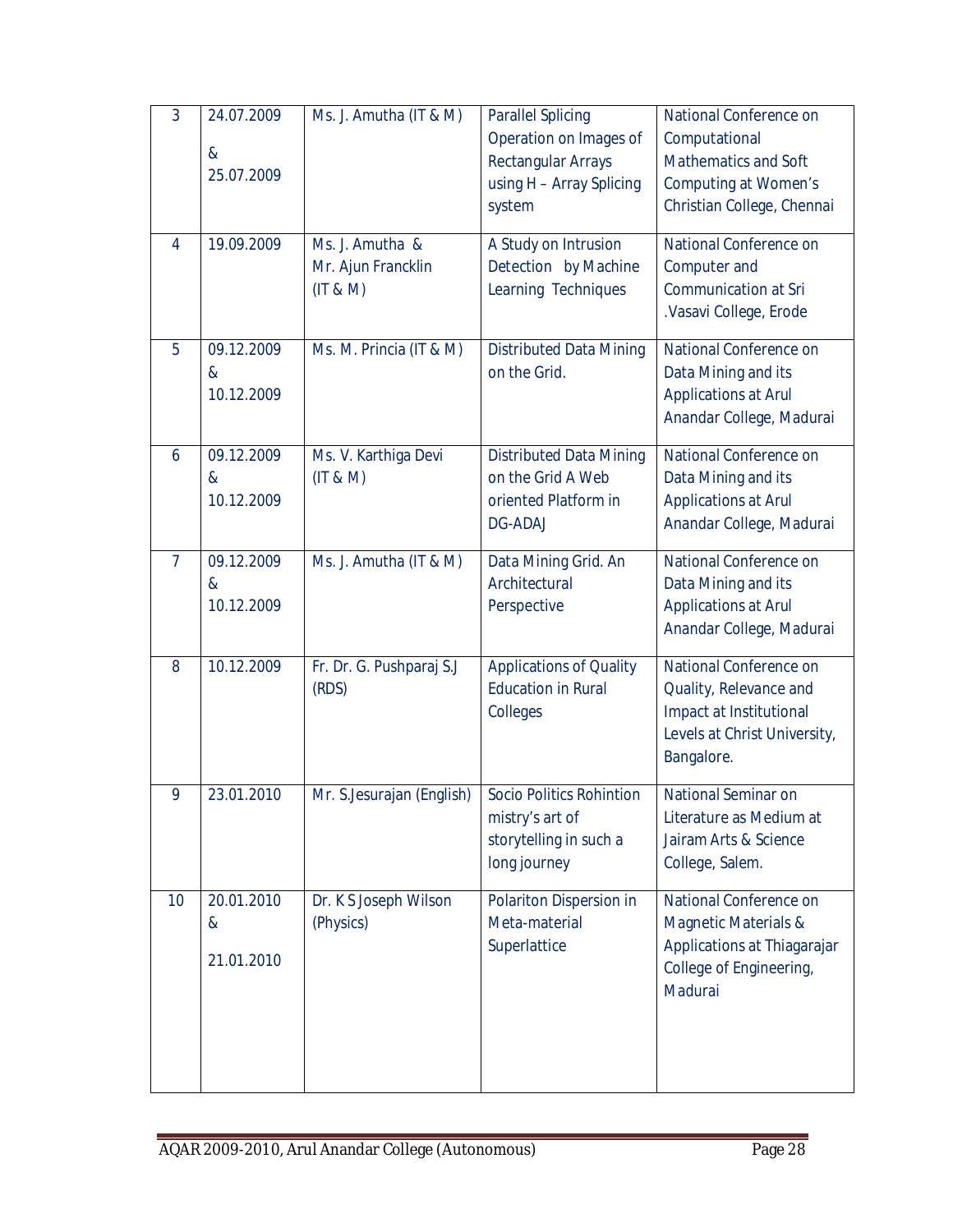| 3 | 24.07.2009 & 25.07.2009 | Ms. J. Amutha (IT & M) | Parallel Splicing Operation on Images of Rectangular Arrays using H – Array Splicing system | National Conference on Computational Mathematics and Soft Computing at Women's Christian College, Chennai |
|---|---|---|---|---|
| 4 | 19.09.2009 | Ms. J. Amutha & Mr. Ajun Francklin (IT & M) | A Study on Intrusion Detection by Machine Learning Techniques | National Conference on Computer and Communication at Sri .Vasavi College, Erode |
| 5 | 09.12.2009 & 10.12.2009 | Ms. M. Princia (IT & M) | Distributed Data Mining on the Grid. | National Conference on Data Mining and its Applications at Arul Anandar College, Madurai |
| 6 | 09.12.2009 & 10.12.2009 | Ms. V. Karthiga Devi (IT & M) | Distributed Data Mining on the Grid A Web oriented Platform in DG-ADAJ | National Conference on Data Mining and its Applications at Arul Anandar College, Madurai |
| 7 | 09.12.2009 & 10.12.2009 | Ms. J. Amutha (IT & M) | Data Mining Grid. An Architectural Perspective | National Conference on Data Mining and its Applications at Arul Anandar College, Madurai |
| 8 | 10.12.2009 | Fr. Dr. G. Pushparaj S.J (RDS) | Applications of Quality Education in Rural Colleges | National Conference on Quality, Relevance and Impact at Institutional Levels at Christ University, Bangalore. |
| 9 | 23.01.2010 | Mr. S.Jesurajan (English) | Socio Politics Rohintion mistry's art of storytelling in such a long journey | National Seminar on Literature as Medium at Jairam Arts & Science College, Salem. |
| 10 | 20.01.2010 & 21.01.2010 | Dr. K S Joseph Wilson (Physics) | Polariton Dispersion in Meta-material Superlattice | National Conference on Magnetic Materials & Applications at Thiagarajar College of Engineering, Madurai |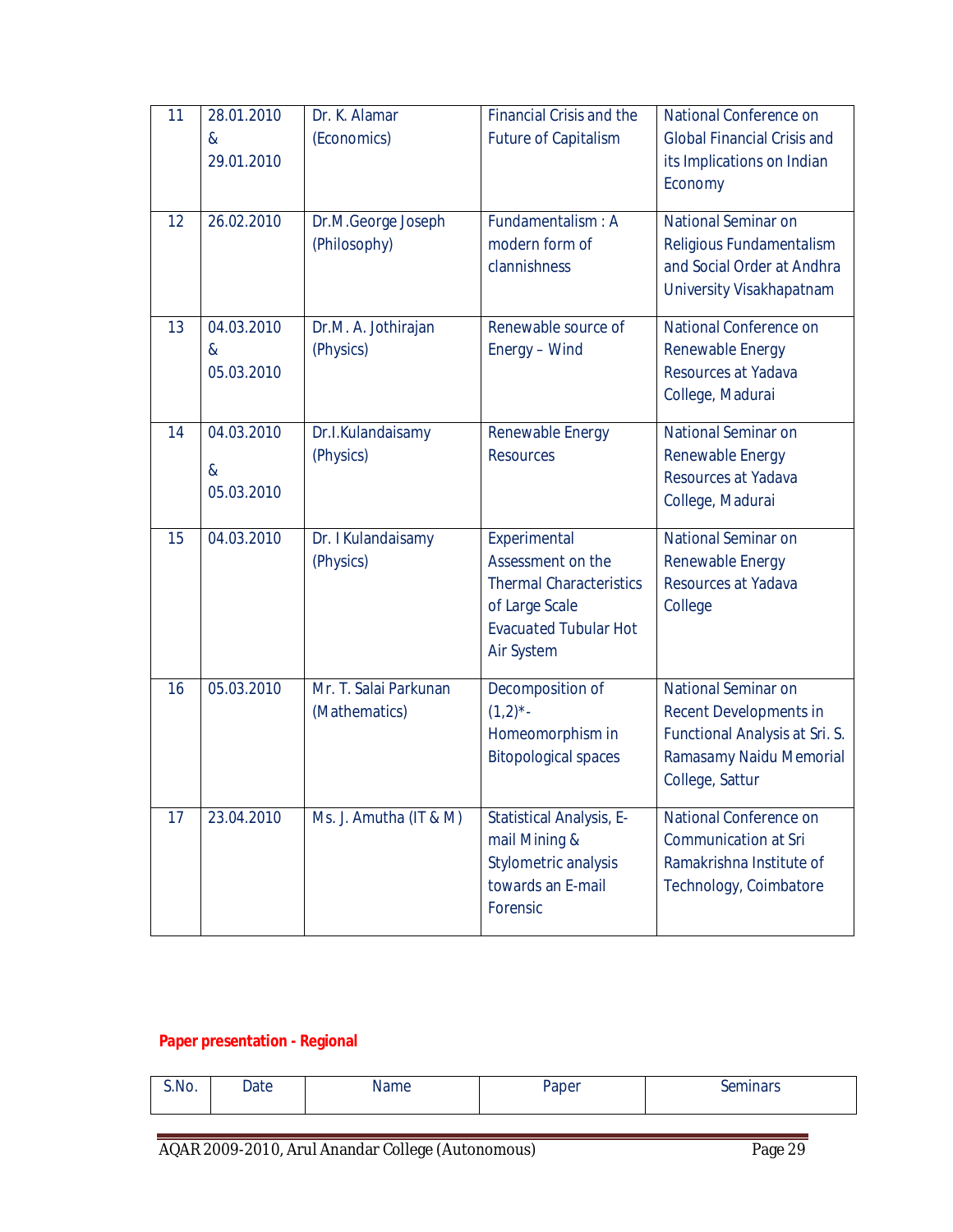| 11 | 28.01.2010 & 29.01.2010 | Dr. K. Alamar (Economics) | Financial Crisis and the Future of Capitalism | National Conference on Global Financial Crisis and its Implications on Indian Economy |
|---|---|---|---|---|
| 12 | 26.02.2010 | Dr.M.George Joseph (Philosophy) | Fundamentalism : A modern form of clannishness | National Seminar on Religious Fundamentalism and Social Order at Andhra University Visakhapatnam |
| 13 | 04.03.2010 & 05.03.2010 | Dr.M. A. Jothirajan (Physics) | Renewable source of Energy – Wind | National Conference on Renewable Energy Resources at Yadava College, Madurai |
| 14 | 04.03.2010 & 05.03.2010 | Dr.I.Kulandaisamy (Physics) | Renewable Energy Resources | National Seminar on Renewable Energy Resources at Yadava College, Madurai |
| 15 | 04.03.2010 | Dr. I Kulandaisamy (Physics) | Experimental Assessment on the Thermal Characteristics of Large Scale Evacuated Tubular Hot Air System | National Seminar on Renewable Energy Resources at Yadava College |
| 16 | 05.03.2010 | Mr. T. Salai Parkunan (Mathematics) | Decomposition of (1,2)*-Homeomorphism in Bitopological spaces | National Seminar on Recent Developments in Functional Analysis at Sri. S. Ramasamy Naidu Memorial College, Sattur |
| 17 | 23.04.2010 | Ms. J. Amutha (IT & M) | Statistical Analysis, E-mail Mining & Stylometric analysis towards an E-mail Forensic | National Conference on Communication at Sri Ramakrishna Institute of Technology, Coimbatore |

**Paper presentation - Regional**

| S.No. | Date | Name | Paper | Seminars |
|---|---|---|---|---|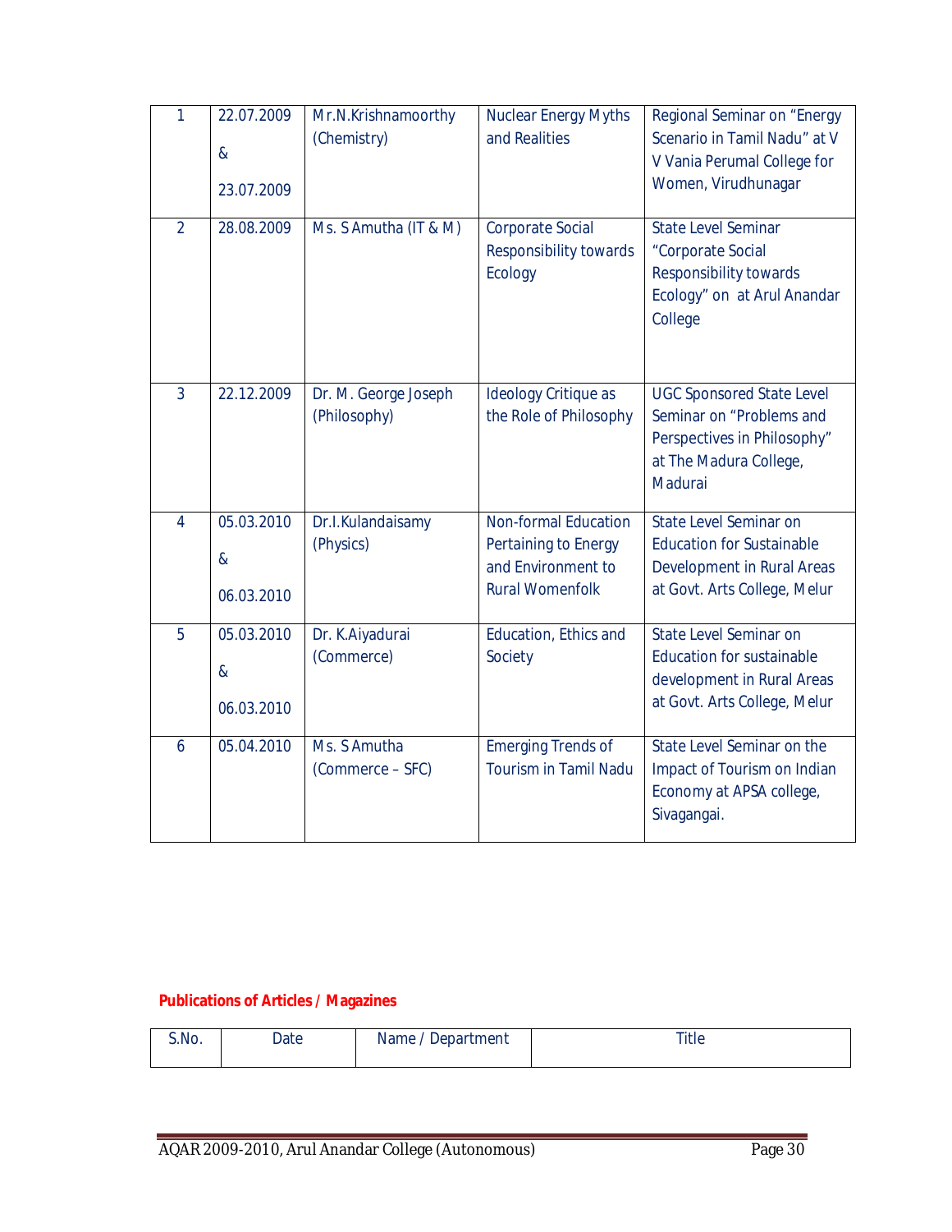| 1 | 22.07.2009 & 23.07.2009 | Mr.N.Krishnamoorthy (Chemistry) | Nuclear Energy Myths and Realities | Regional Seminar on "Energy Scenario in Tamil Nadu" at V V Vania Perumal College for Women, Virudhunagar |
|---|---|---|---|---|
| 2 | 28.08.2009 | Ms. S Amutha (IT & M) | Corporate Social Responsibility towards Ecology | State Level Seminar "Corporate Social Responsibility towards Ecology" on at Arul Anandar College |
| 3 | 22.12.2009 | Dr. M. George Joseph (Philosophy) | Ideology Critique as the Role of Philosophy | UGC Sponsored State Level Seminar on "Problems and Perspectives in Philosophy" at The Madura College, Madurai |
| 4 | 05.03.2010 & 06.03.2010 | Dr.I.Kulandaisamy (Physics) | Non-formal Education Pertaining to Energy and Environment to Rural Womenfolk | State Level Seminar on Education for Sustainable Development in Rural Areas at Govt. Arts College, Melur |
| 5 | 05.03.2010 & 06.03.2010 | Dr. K.Aiyadurai (Commerce) | Education, Ethics and Society | State Level Seminar on Education for sustainable development in Rural Areas at Govt. Arts College, Melur |
| 6 | 05.04.2010 | Ms. S Amutha (Commerce – SFC) | Emerging Trends of Tourism in Tamil Nadu | State Level Seminar on the Impact of Tourism on Indian Economy at APSA college, Sivagangai. |

**Publications of Articles / Magazines**

| S.No. | Date | Name / Department | Title |
|---|---|---|---|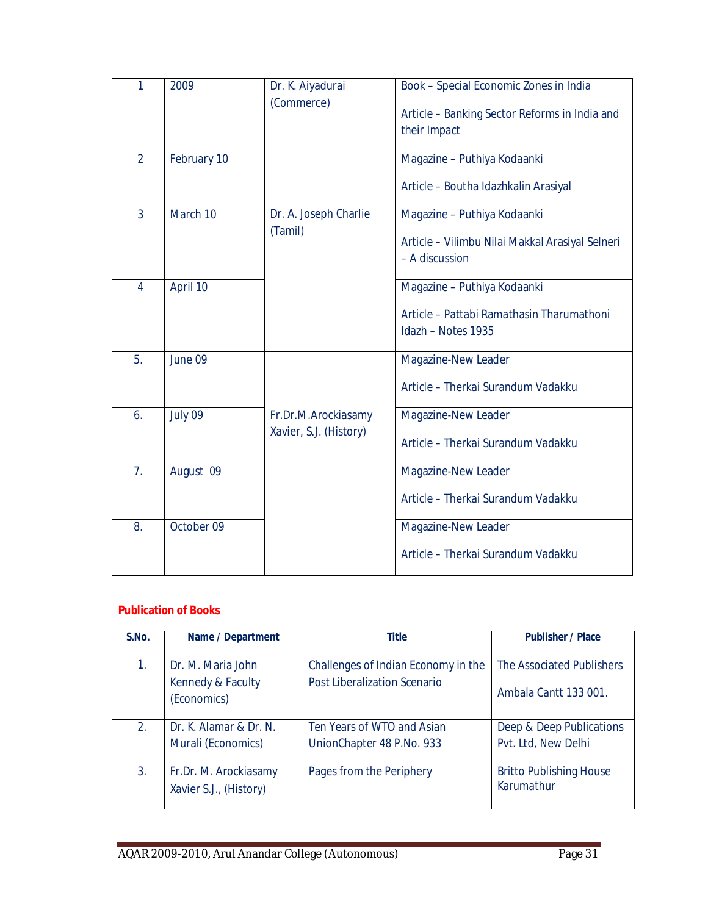| 1 | 2009 | Dr. K. Aiyadurai (Commerce) | Book – Special Economic Zones in India<br><br>Article – Banking Sector Reforms in India and their Impact |
|---|---|---|---|
| 2 | February 10 | Dr. A. Joseph Charlie (Tamil) | Magazine – Puthiya Kodaanki<br><br>Article – Boutha Idazhkalin Arasiyal |
| 3 | March 10 | | Magazine – Puthiya Kodaanki<br><br>Article – Vilimbu Nilai Makkal Arasiyal Selneri – A discussion |
| 4 | April 10 | | Magazine – Puthiya Kodaanki<br><br>Article – Pattabi Ramathasin Tharumathoni Idazh – Notes 1935 |
| 5. | June 09 | Fr.Dr.M.Arockiasamy Xavier, S.J. (History) | Magazine-New Leader<br><br>Article – Therkai Surandum Vadakku |
| 6. | July 09 | | Magazine-New Leader<br><br>Article – Therkai Surandum Vadakku |
| 7. | August 09 | | Magazine-New Leader<br><br>Article – Therkai Surandum Vadakku |
| 8. | October 09 | | Magazine-New Leader<br><br>Article – Therkai Surandum Vadakku |

**Publication of Books**

| S.No. | Name / Department | Title | Publisher / Place |
|---|---|---|---|
| 1. | Dr. M. Maria John Kennedy & Faculty (Economics) | Challenges of Indian Economy in the Post Liberalization Scenario | The Associated Publishers<br><br>Ambala Cantt 133 001. |
| 2. | Dr. K. Alamar & Dr. N. Murali (Economics) | Ten Years of WTO and Asian UnionChapter 48 P.No. 933 | Deep & Deep Publications Pvt. Ltd, New Delhi |
| 3. | Fr.Dr. M. Arockiasamy Xavier S.J., (History) | Pages from the Periphery | Britto Publishing House Karumathur |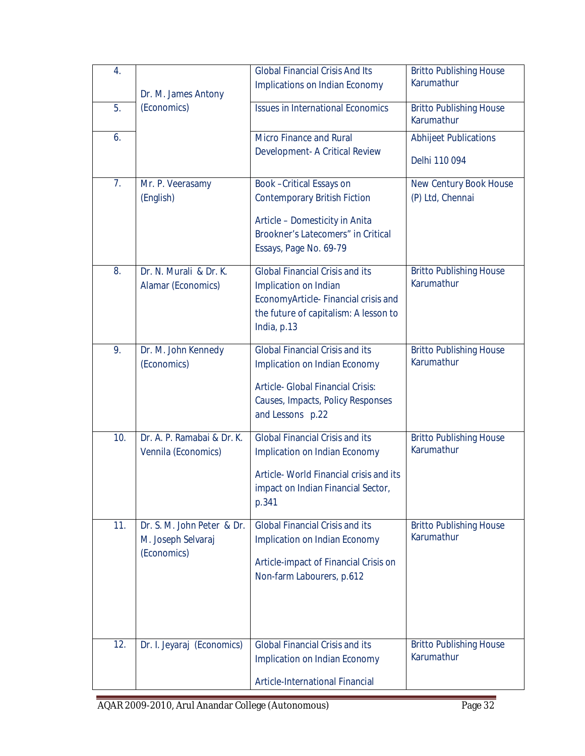| | | | |
|---|---|---|---|
| 4. | Dr. M. James Antony (Economics) | Global Financial Crisis And Its Implications on Indian Economy | Britto Publishing House Karumathur |
| 5. | | Issues in International Economics | Britto Publishing House Karumathur |
| 6. | | Micro Finance and Rural Development- A Critical Review | Abhijeet Publications Delhi 110 094 |
| 7. | Mr. P. Veerasamy (English) | Book –Critical Essays on Contemporary British Fiction<br><br>Article – Domesticity in Anita Brookner's Latecomers" in Critical Essays, Page No. 69-79 | New Century Book House (P) Ltd, Chennai |
| 8. | Dr. N. Murali & Dr. K. Alamar (Economics) | Global Financial Crisis and its Implication on Indian EconomyArticle- Financial crisis and the future of capitalism: A lesson to India, p.13 | Britto Publishing House Karumathur |
| 9. | Dr. M. John Kennedy (Economics) | Global Financial Crisis and its Implication on Indian Economy<br><br>Article- Global Financial Crisis: Causes, Impacts, Policy Responses and Lessons p.22 | Britto Publishing House Karumathur |
| 10. | Dr. A. P. Ramabai & Dr. K. Vennila (Economics) | Global Financial Crisis and its Implication on Indian Economy<br><br>Article- World Financial crisis and its impact on Indian Financial Sector, p.341 | Britto Publishing House Karumathur |
| 11. | Dr. S. M. John Peter & Dr. M. Joseph Selvaraj (Economics) | Global Financial Crisis and its Implication on Indian Economy<br><br>Article-impact of Financial Crisis on Non-farm Labourers, p.612 | Britto Publishing House Karumathur |
| 12. | Dr. I. Jeyaraj (Economics) | Global Financial Crisis and its Implication on Indian Economy<br><br>Article-International Financial | Britto Publishing House Karumathur |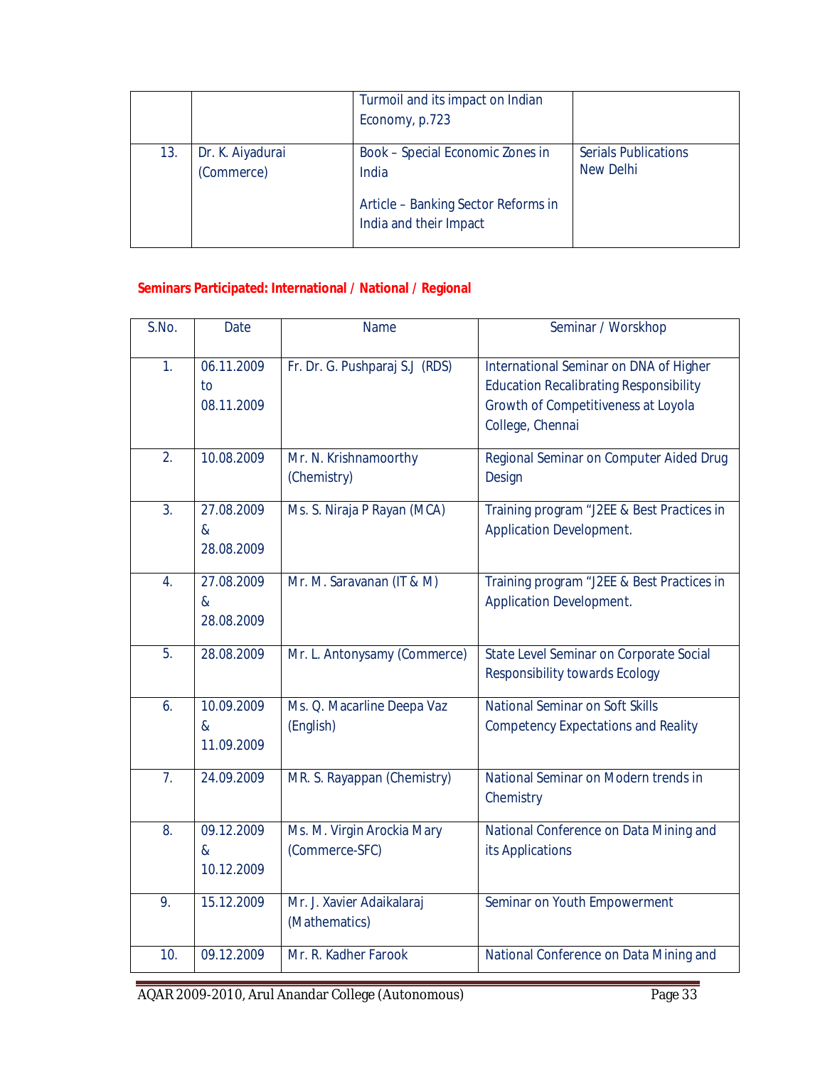|  |  | Turmoil and its impact on Indian Economy, p.723 |  |
|---|---|---|---|
| 13. | Dr. K. Aiyadurai (Commerce) | Book – Special Economic Zones in India<br><br>Article – Banking Sector Reforms in India and their Impact | Serials Publications New Delhi |

**Seminars Participated: International / National / Regional**

| S.No. | Date | Name | Seminar / Worskhop |
|---|---|---|---|
| 1. | 06.11.2009 to 08.11.2009 | Fr. Dr. G. Pushparaj S.J (RDS) | International Seminar on DNA of Higher Education Recalibrating Responsibility Growth of Competitiveness at Loyola College, Chennai |
| 2. | 10.08.2009 | Mr. N. Krishnamoorthy (Chemistry) | Regional Seminar on Computer Aided Drug Design |
| 3. | 27.08.2009 & 28.08.2009 | Ms. S. Niraja P Rayan (MCA) | Training program "J2EE & Best Practices in Application Development. |
| 4. | 27.08.2009 & 28.08.2009 | Mr. M. Saravanan (IT & M) | Training program "J2EE & Best Practices in Application Development. |
| 5. | 28.08.2009 | Mr. L. Antonysamy (Commerce) | State Level Seminar on Corporate Social Responsibility towards Ecology |
| 6. | 10.09.2009 & 11.09.2009 | Ms. Q. Macarline Deepa Vaz (English) | National Seminar on Soft Skills Competency Expectations and Reality |
| 7. | 24.09.2009 | MR. S. Rayappan (Chemistry) | National Seminar on Modern trends in Chemistry |
| 8. | 09.12.2009 & 10.12.2009 | Ms. M. Virgin Arockia Mary (Commerce-SFC) | National Conference on Data Mining and its Applications |
| 9. | 15.12.2009 | Mr. J. Xavier Adaikalaraj (Mathematics) | Seminar on Youth Empowerment |
| 10. | 09.12.2009 | Mr. R. Kadher Farook | National Conference on Data Mining and |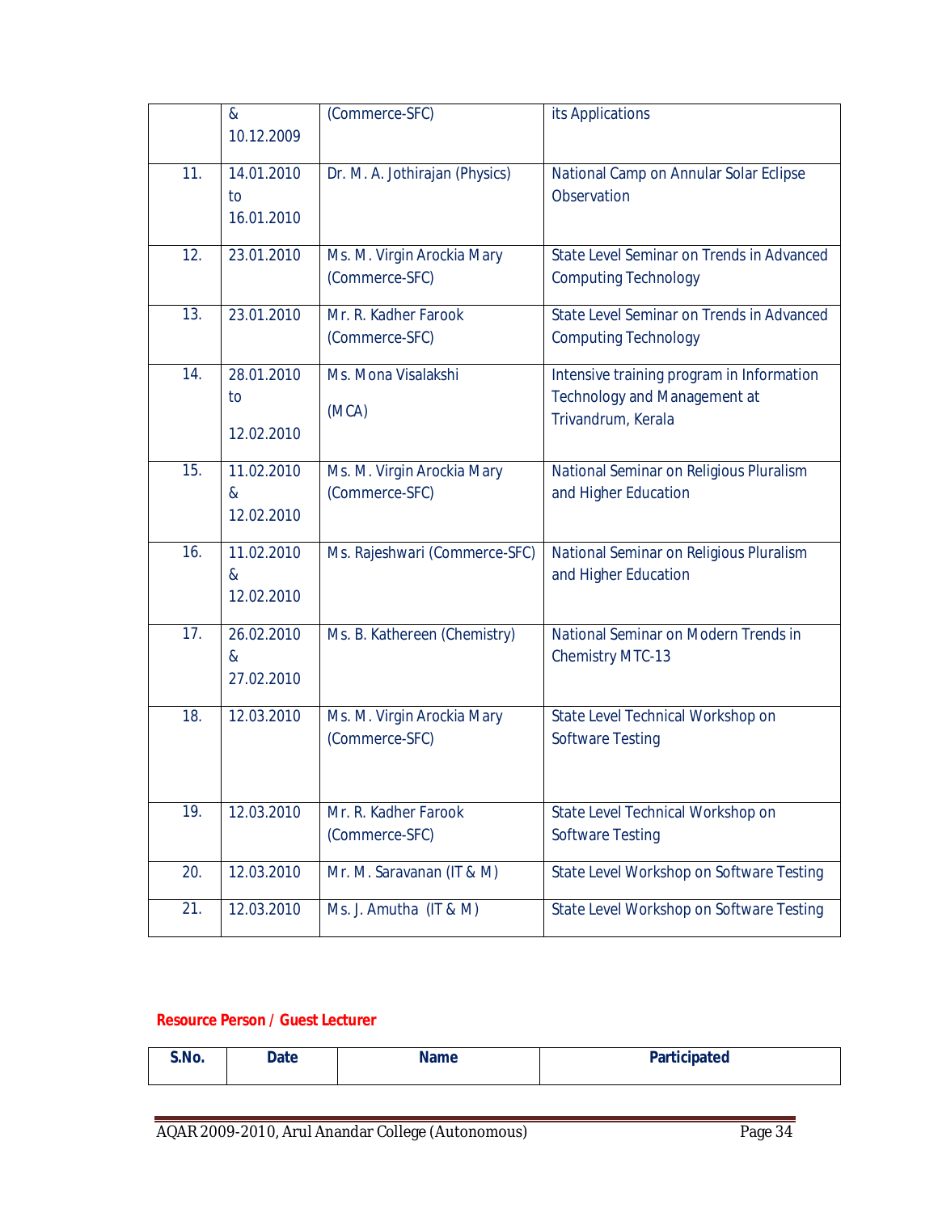|  | & 10.12.2009 | (Commerce-SFC) | its Applications |
|---|---|---|---|
| 11. | 14.01.2010 to 16.01.2010 | Dr. M. A. Jothirajan (Physics) | National Camp on Annular Solar Eclipse Observation |
| 12. | 23.01.2010 | Ms. M. Virgin Arockia Mary (Commerce-SFC) | State Level Seminar on Trends in Advanced Computing Technology |
| 13. | 23.01.2010 | Mr. R. Kadher Farook (Commerce-SFC) | State Level Seminar on Trends in Advanced Computing Technology |
| 14. | 28.01.2010 to 12.02.2010 | Ms. Mona Visalakshi (MCA) | Intensive training program in Information Technology and Management at Trivandrum, Kerala |
| 15. | 11.02.2010 & 12.02.2010 | Ms. M. Virgin Arockia Mary (Commerce-SFC) | National Seminar on Religious Pluralism and Higher Education |
| 16. | 11.02.2010 & 12.02.2010 | Ms. Rajeshwari (Commerce-SFC) | National Seminar on Religious Pluralism and Higher Education |
| 17. | 26.02.2010 & 27.02.2010 | Ms. B. Kathereen (Chemistry) | National Seminar on Modern Trends in Chemistry MTC-13 |
| 18. | 12.03.2010 | Ms. M. Virgin Arockia Mary (Commerce-SFC) | State Level Technical Workshop on Software Testing |
| 19. | 12.03.2010 | Mr. R. Kadher Farook (Commerce-SFC) | State Level Technical Workshop on Software Testing |
| 20. | 12.03.2010 | Mr. M. Saravanan (IT & M) | State Level Workshop on Software Testing |
| 21. | 12.03.2010 | Ms. J. Amutha (IT & M) | State Level Workshop on Software Testing |

**Resource Person / Guest Lecturer**

| S.No. | Date | Name | Participated |
|---|---|---|---|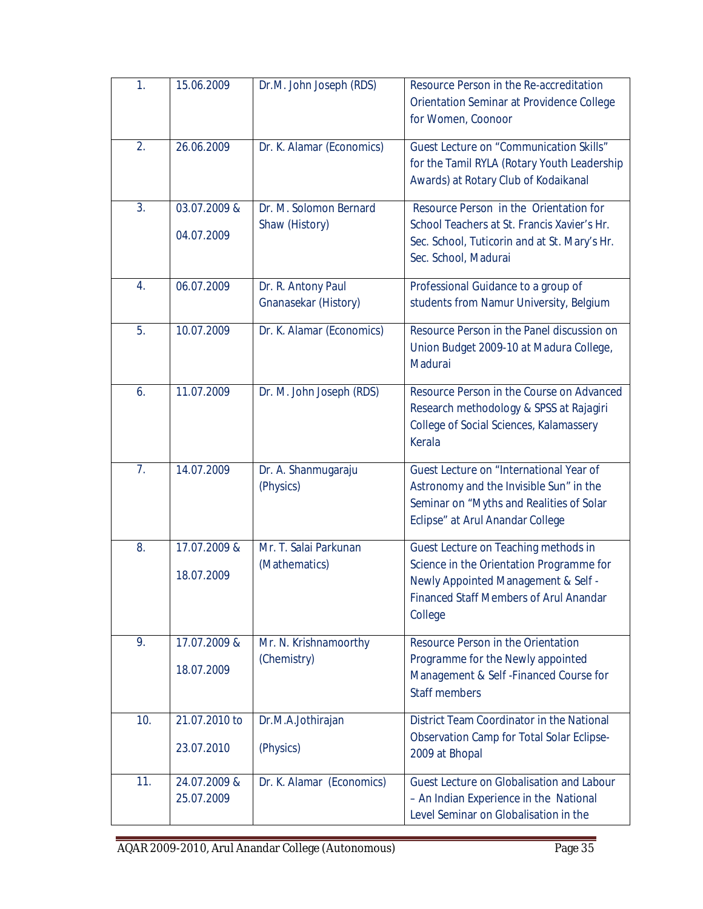| 1. | 15.06.2009 | Dr.M. John Joseph (RDS) | Resource Person in the Re-accreditation Orientation Seminar at Providence College for Women, Coonoor |
|---|---|---|---|
| 2. | 26.06.2009 | Dr. K. Alamar (Economics) | Guest Lecture on "Communication Skills" for the Tamil RYLA (Rotary Youth Leadership Awards) at Rotary Club of Kodaikanal |
| 3. | 03.07.2009 & 04.07.2009 | Dr. M. Solomon Bernard Shaw (History) | Resource Person in the Orientation for School Teachers at St. Francis Xavier's Hr. Sec. School, Tuticorin and at St. Mary's Hr. Sec. School, Madurai |
| 4. | 06.07.2009 | Dr. R. Antony Paul Gnanasekar (History) | Professional Guidance to a group of students from Namur University, Belgium |
| 5. | 10.07.2009 | Dr. K. Alamar (Economics) | Resource Person in the Panel discussion on Union Budget 2009-10 at Madura College, Madurai |
| 6. | 11.07.2009 | Dr. M. John Joseph (RDS) | Resource Person in the Course on Advanced Research methodology & SPSS at Rajagiri College of Social Sciences, Kalamassery Kerala |
| 7. | 14.07.2009 | Dr. A. Shanmugaraju (Physics) | Guest Lecture on "International Year of Astronomy and the Invisible Sun" in the Seminar on "Myths and Realities of Solar Eclipse" at Arul Anandar College |
| 8. | 17.07.2009 & 18.07.2009 | Mr. T. Salai Parkunan (Mathematics) | Guest Lecture on Teaching methods in Science in the Orientation Programme for Newly Appointed Management & Self - Financed Staff Members of Arul Anandar College |
| 9. | 17.07.2009 & 18.07.2009 | Mr. N. Krishnamoorthy (Chemistry) | Resource Person in the Orientation Programme for the Newly appointed Management & Self -Financed Course for Staff members |
| 10. | 21.07.2010 to 23.07.2010 | Dr.M.A.Jothirajan (Physics) | District Team Coordinator in the National Observation Camp for Total Solar Eclipse-2009 at Bhopal |
| 11. | 24.07.2009 & 25.07.2009 | Dr. K. Alamar (Economics) | Guest Lecture on Globalisation and Labour – An Indian Experience in the National Level Seminar on Globalisation in the |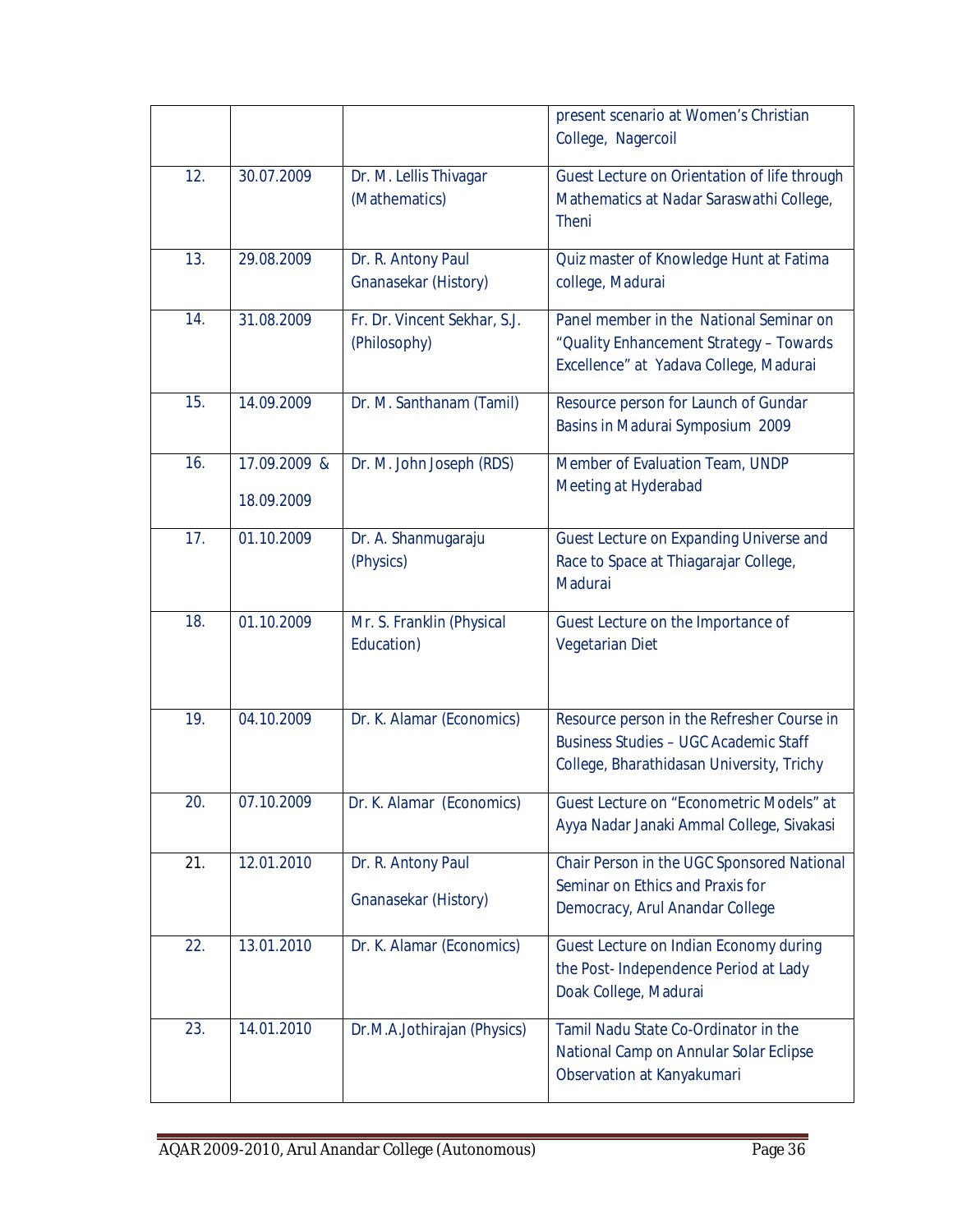|  |  |  |  |
|---|---|---|---|
|  |  |  | present scenario at Women's Christian College, Nagercoil |
| 12. | 30.07.2009 | Dr. M. Lellis Thivagar (Mathematics) | Guest Lecture on Orientation of life through Mathematics at Nadar Saraswathi College, Theni |
| 13. | 29.08.2009 | Dr. R. Antony Paul Gnanasekar (History) | Quiz master of Knowledge Hunt at Fatima college, Madurai |
| 14. | 31.08.2009 | Fr. Dr. Vincent Sekhar, S.J. (Philosophy) | Panel member in the National Seminar on "Quality Enhancement Strategy – Towards Excellence" at Yadava College, Madurai |
| 15. | 14.09.2009 | Dr. M. Santhanam (Tamil) | Resource person for Launch of Gundar Basins in Madurai Symposium 2009 |
| 16. | 17.09.2009 & 18.09.2009 | Dr. M. John Joseph (RDS) | Member of Evaluation Team, UNDP Meeting at Hyderabad |
| 17. | 01.10.2009 | Dr. A. Shanmugaraju (Physics) | Guest Lecture on Expanding Universe and Race to Space at Thiagarajar College, Madurai |
| 18. | 01.10.2009 | Mr. S. Franklin (Physical Education) | Guest Lecture on the Importance of Vegetarian Diet |
| 19. | 04.10.2009 | Dr. K. Alamar (Economics) | Resource person in the Refresher Course in Business Studies – UGC Academic Staff College, Bharathidasan University, Trichy |
| 20. | 07.10.2009 | Dr. K. Alamar (Economics) | Guest Lecture on "Econometric Models" at Ayya Nadar Janaki Ammal College, Sivakasi |
| 21. | 12.01.2010 | Dr. R. Antony Paul Gnanasekar (History) | Chair Person in the UGC Sponsored National Seminar on Ethics and Praxis for Democracy, Arul Anandar College |
| 22. | 13.01.2010 | Dr. K. Alamar (Economics) | Guest Lecture on Indian Economy during the Post- Independence Period at Lady Doak College, Madurai |
| 23. | 14.01.2010 | Dr.M.A.Jothirajan (Physics) | Tamil Nadu State Co-Ordinator in the National Camp on Annular Solar Eclipse Observation at Kanyakumari |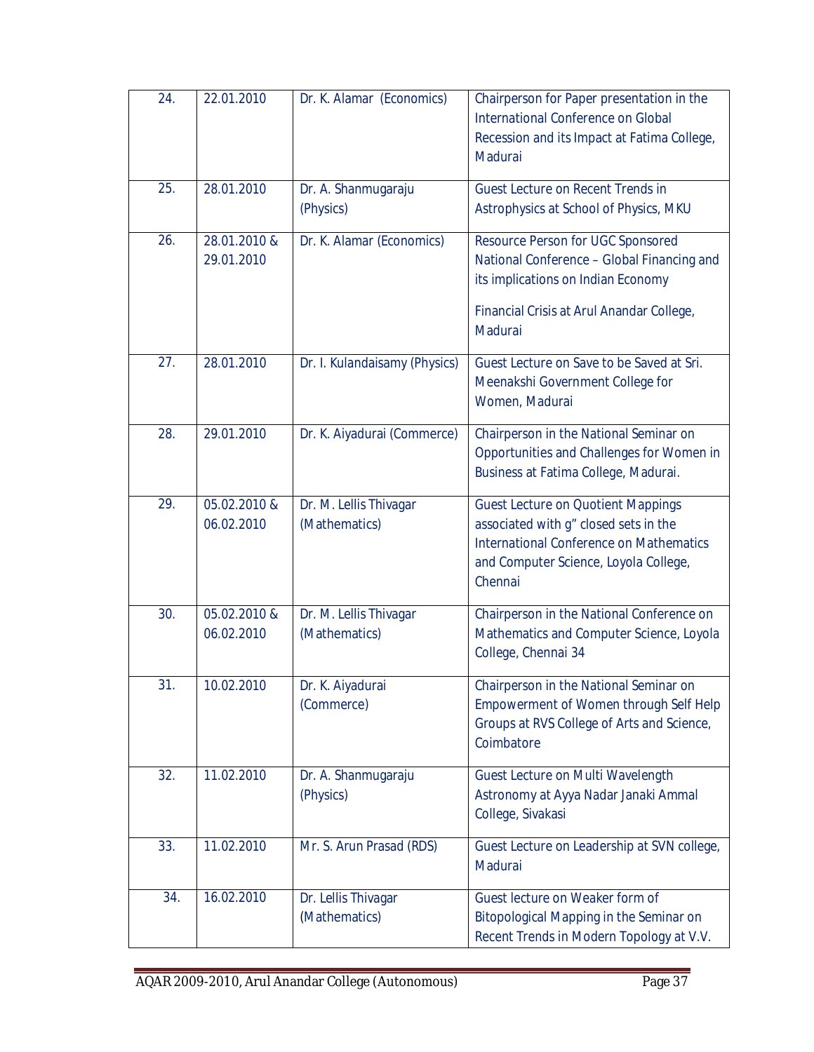| | | | |
|---|---|---|---|
| 24. | 22.01.2010 | Dr. K. Alamar (Economics) | Chairperson for Paper presentation in the International Conference on Global Recession and its Impact at Fatima College, Madurai |
| 25. | 28.01.2010 | Dr. A. Shanmugaraju (Physics) | Guest Lecture on Recent Trends in Astrophysics at School of Physics, MKU |
| 26. | 28.01.2010 & 29.01.2010 | Dr. K. Alamar (Economics) | Resource Person for UGC Sponsored National Conference – Global Financing and its implications on Indian Economy<br><br>Financial Crisis at Arul Anandar College, Madurai |
| 27. | 28.01.2010 | Dr. I. Kulandaisamy (Physics) | Guest Lecture on Save to be Saved at Sri. Meenakshi Government College for Women, Madurai |
| 28. | 29.01.2010 | Dr. K. Aiyadurai (Commerce) | Chairperson in the National Seminar on Opportunities and Challenges for Women in Business at Fatima College, Madurai. |
| 29. | 05.02.2010 & 06.02.2010 | Dr. M. Lellis Thivagar (Mathematics) | Guest Lecture on Quotient Mappings associated with g" closed sets in the International Conference on Mathematics and Computer Science, Loyola College, Chennai |
| 30. | 05.02.2010 & 06.02.2010 | Dr. M. Lellis Thivagar (Mathematics) | Chairperson in the National Conference on Mathematics and Computer Science, Loyola College, Chennai 34 |
| 31. | 10.02.2010 | Dr. K. Aiyadurai (Commerce) | Chairperson in the National Seminar on Empowerment of Women through Self Help Groups at RVS College of Arts and Science, Coimbatore |
| 32. | 11.02.2010 | Dr. A. Shanmugaraju (Physics) | Guest Lecture on Multi Wavelength Astronomy at Ayya Nadar Janaki Ammal College, Sivakasi |
| 33. | 11.02.2010 | Mr. S. Arun Prasad (RDS) | Guest Lecture on Leadership at SVN college, Madurai |
| 34. | 16.02.2010 | Dr. Lellis Thivagar (Mathematics) | Guest lecture on Weaker form of Bitopological Mapping in the Seminar on Recent Trends in Modern Topology at V.V. |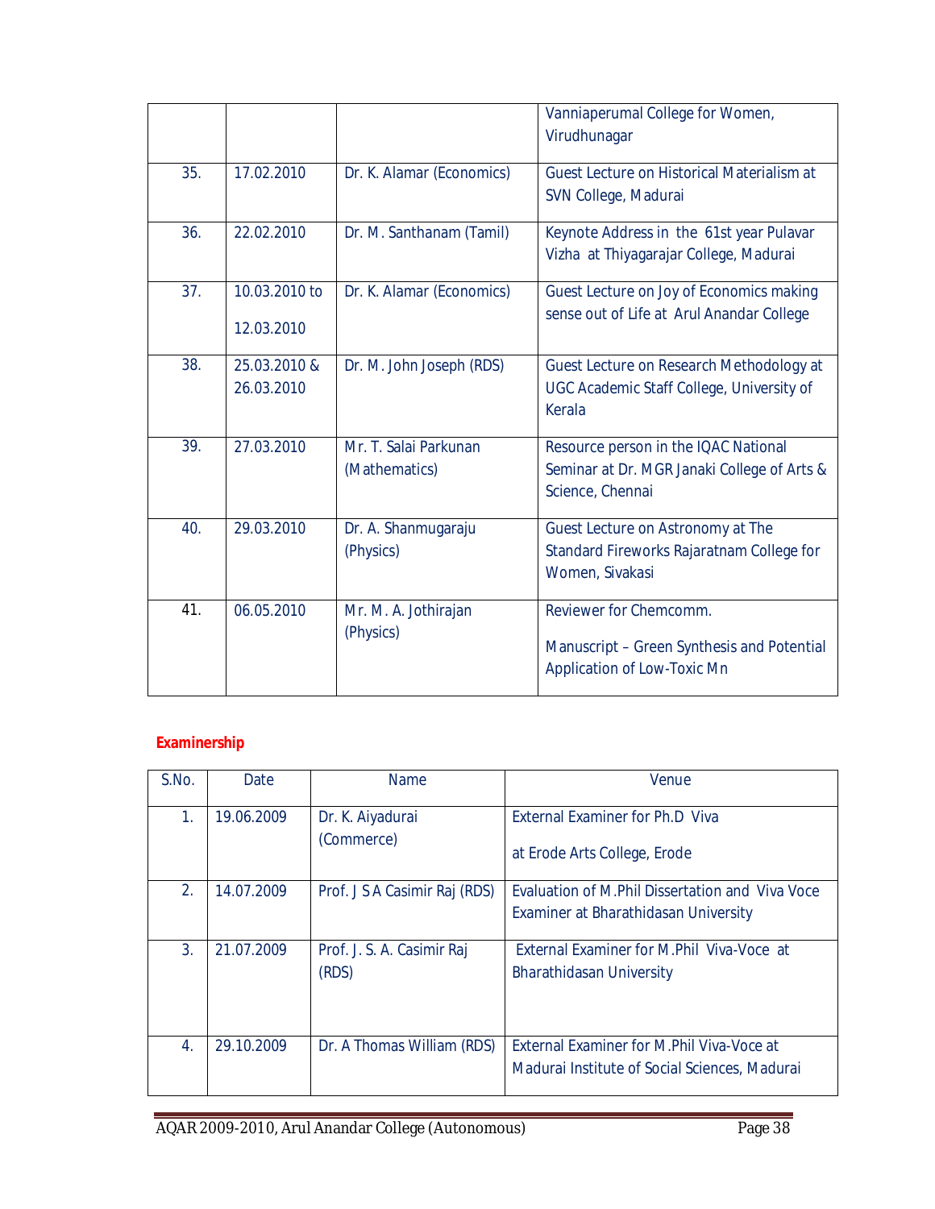| | | | Vanniaperumal College for Women, Virudhunagar |
|---|---|---|---|
| 35. | 17.02.2010 | Dr. K. Alamar (Economics) | Guest Lecture on Historical Materialism at SVN College, Madurai |
| 36. | 22.02.2010 | Dr. M. Santhanam (Tamil) | Keynote Address in the 61st year Pulavar Vizha at Thiyagarajar College, Madurai |
| 37. | 10.03.2010 to 12.03.2010 | Dr. K. Alamar (Economics) | Guest Lecture on Joy of Economics making sense out of Life at Arul Anandar College |
| 38. | 25.03.2010 & 26.03.2010 | Dr. M. John Joseph (RDS) | Guest Lecture on Research Methodology at UGC Academic Staff College, University of Kerala |
| 39. | 27.03.2010 | Mr. T. Salai Parkunan (Mathematics) | Resource person in the IQAC National Seminar at Dr. MGR Janaki College of Arts & Science, Chennai |
| 40. | 29.03.2010 | Dr. A. Shanmugaraju (Physics) | Guest Lecture on Astronomy at The Standard Fireworks Rajaratnam College for Women, Sivakasi |
| 41. | 06.05.2010 | Mr. M. A. Jothirajan (Physics) | Reviewer for Chemcomm. Manuscript – Green Synthesis and Potential Application of Low-Toxic Mn |

**Examinership**

| S.No. | Date | Name | Venue |
|---|---|---|---|
| 1. | 19.06.2009 | Dr. K. Aiyadurai (Commerce) | External Examiner for Ph.D Viva at Erode Arts College, Erode |
| 2. | 14.07.2009 | Prof. J S A Casimir Raj (RDS) | Evaluation of M.Phil Dissertation and Viva Voce Examiner at Bharathidasan University |
| 3. | 21.07.2009 | Prof. J. S. A. Casimir Raj (RDS) | External Examiner for M.Phil Viva-Voce at Bharathidasan University |
| 4. | 29.10.2009 | Dr. A Thomas William (RDS) | External Examiner for M.Phil Viva-Voce at Madurai Institute of Social Sciences, Madurai |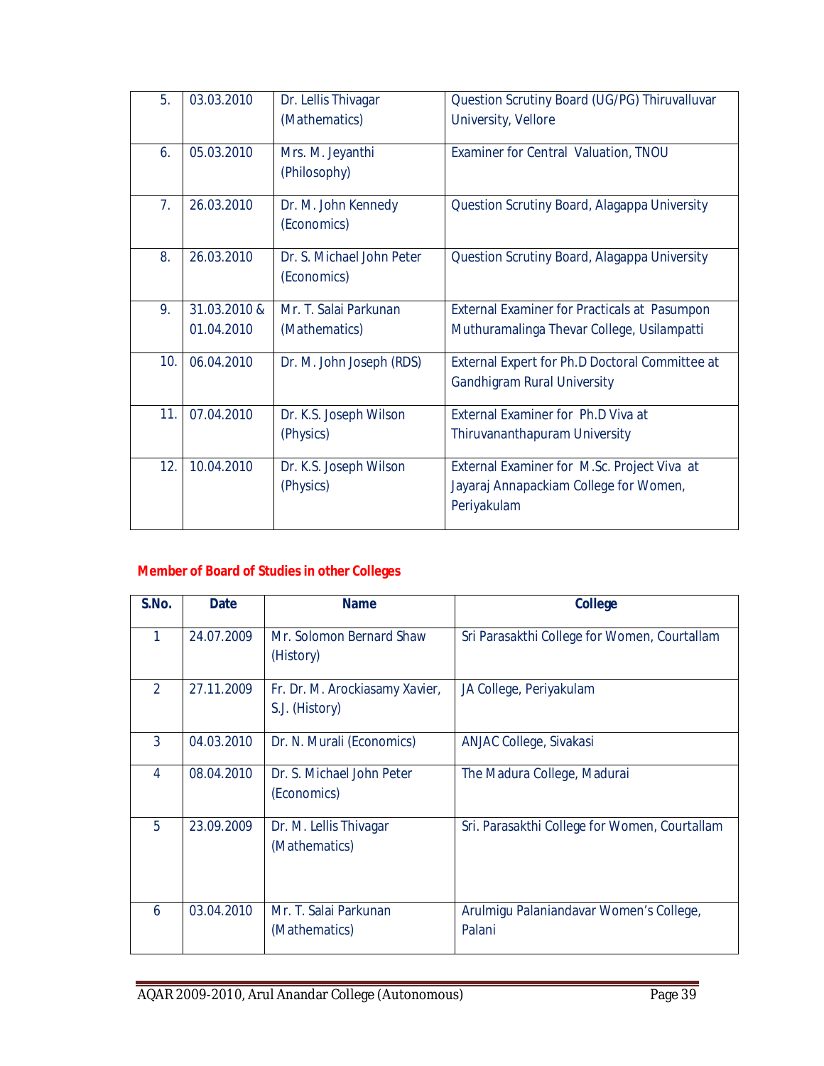| 5. | 03.03.2010 | Dr. Lellis Thivagar (Mathematics) | Question Scrutiny Board (UG/PG) Thiruvalluvar University, Vellore |
|---|---|---|---|
| 6. | 05.03.2010 | Mrs. M. Jeyanthi (Philosophy) | Examiner for Central Valuation, TNOU |
| 7. | 26.03.2010 | Dr. M. John Kennedy (Economics) | Question Scrutiny Board, Alagappa University |
| 8. | 26.03.2010 | Dr. S. Michael John Peter (Economics) | Question Scrutiny Board, Alagappa University |
| 9. | 31.03.2010 & 01.04.2010 | Mr. T. Salai Parkunan (Mathematics) | External Examiner for Practicals at Pasumpon Muthuramalinga Thevar College, Usilampatti |
| 10. | 06.04.2010 | Dr. M. John Joseph (RDS) | External Expert for Ph.D Doctoral Committee at Gandhigram Rural University |
| 11. | 07.04.2010 | Dr. K.S. Joseph Wilson (Physics) | External Examiner for Ph.D Viva at Thiruvananthapuram University |
| 12. | 10.04.2010 | Dr. K.S. Joseph Wilson (Physics) | External Examiner for M.Sc. Project Viva at Jayaraj Annapackiam College for Women, Periyakulam |

**Member of Board of Studies in other Colleges**

| S.No. | Date | Name | College |
|---|---|---|---|
| 1 | 24.07.2009 | Mr. Solomon Bernard Shaw (History) | Sri Parasakthi College for Women, Courtallam |
| 2 | 27.11.2009 | Fr. Dr. M. Arockiasamy Xavier, S.J. (History) | JA College, Periyakulam |
| 3 | 04.03.2010 | Dr. N. Murali (Economics) | ANJAC College, Sivakasi |
| 4 | 08.04.2010 | Dr. S. Michael John Peter (Economics) | The Madura College, Madurai |
| 5 | 23.09.2009 | Dr. M. Lellis Thivagar (Mathematics) | Sri. Parasakthi College for Women, Courtallam |
| 6 | 03.04.2010 | Mr. T. Salai Parkunan (Mathematics) | Arulmigu Palaniandavar Women's College, Palani |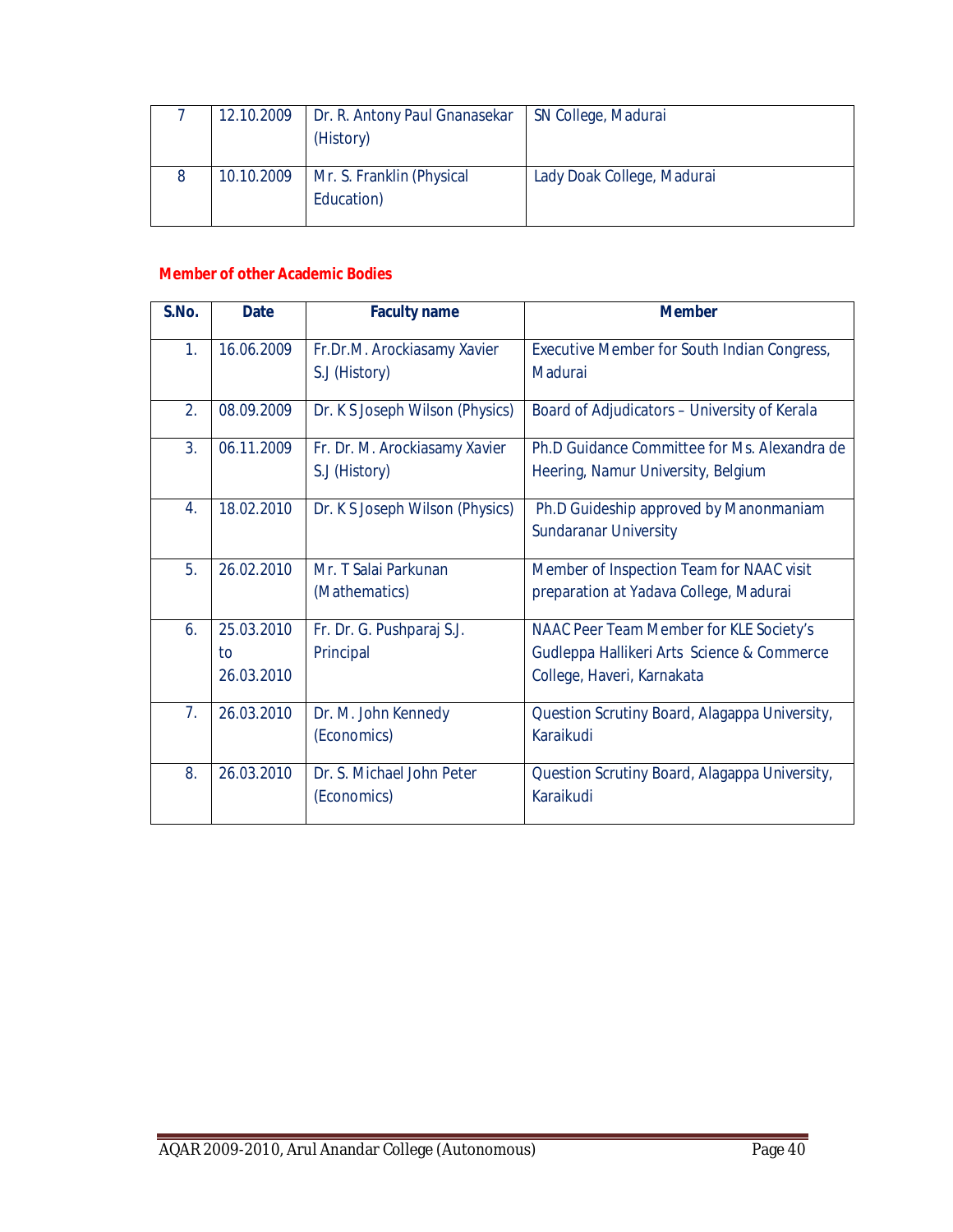| 7 | 12.10.2009 | Dr. R. Antony Paul Gnanasekar (History) | SN College, Madurai |
|---|---|---|---|
| 8 | 10.10.2009 | Mr. S. Franklin (Physical Education) | Lady Doak College, Madurai |

## Member of other Academic Bodies

| S.No. | Date | Faculty name | Member |
|---|---|---|---|
| 1. | 16.06.2009 | Fr.Dr.M. Arockiasamy Xavier S.J (History) | Executive Member for South Indian Congress, Madurai |
| 2. | 08.09.2009 | Dr. K S Joseph Wilson (Physics) | Board of Adjudicators – University of Kerala |
| 3. | 06.11.2009 | Fr. Dr. M. Arockiasamy Xavier S.J (History) | Ph.D Guidance Committee for Ms. Alexandra de Heering, Namur University, Belgium |
| 4. | 18.02.2010 | Dr. K S Joseph Wilson (Physics) | Ph.D Guideship approved by Manonmaniam Sundaranar University |
| 5. | 26.02.2010 | Mr. T Salai Parkunan (Mathematics) | Member of Inspection Team for NAAC visit preparation at Yadava College, Madurai |
| 6. | 25.03.2010 to 26.03.2010 | Fr. Dr. G. Pushparaj S.J. Principal | NAAC Peer Team Member for KLE Society's Gudleppa Hallikeri Arts Science & Commerce College, Haveri, Karnakata |
| 7. | 26.03.2010 | Dr. M. John Kennedy (Economics) | Question Scrutiny Board, Alagappa University, Karaikudi |
| 8. | 26.03.2010 | Dr. S. Michael John Peter (Economics) | Question Scrutiny Board, Alagappa University, Karaikudi |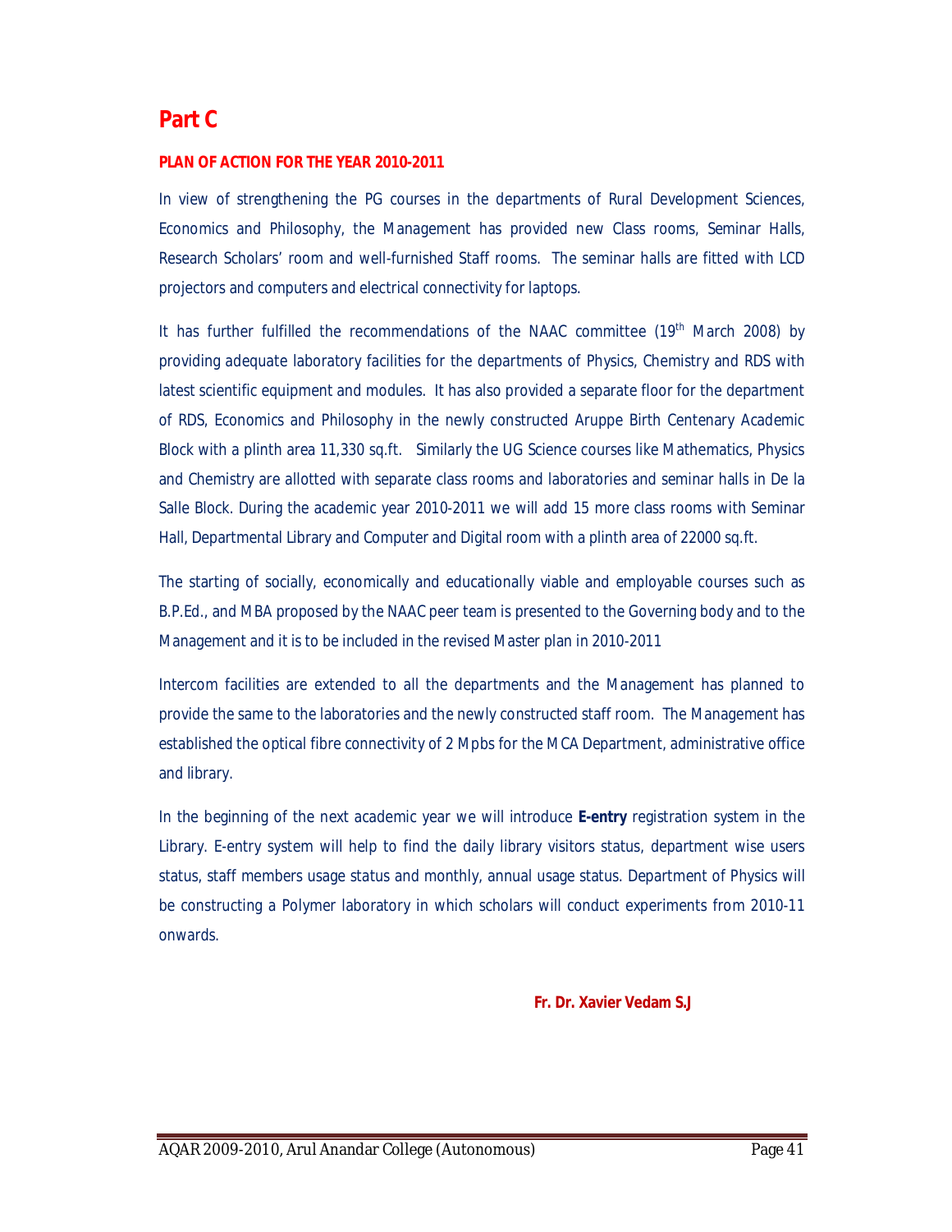# Part C

**PLAN OF ACTION FOR THE YEAR 2010-2011**

In view of strengthening the PG courses in the departments of Rural Development Sciences, Economics and Philosophy, the Management has provided new Class rooms, Seminar Halls, Research Scholars' room and well-furnished Staff rooms. The seminar halls are fitted with LCD projectors and computers and electrical connectivity for laptops.

It has further fulfilled the recommendations of the NAAC committee (19th March 2008) by providing adequate laboratory facilities for the departments of Physics, Chemistry and RDS with latest scientific equipment and modules. It has also provided a separate floor for the department of RDS, Economics and Philosophy in the newly constructed Aruppe Birth Centenary Academic Block with a plinth area 11,330 sq.ft. Similarly the UG Science courses like Mathematics, Physics and Chemistry are allotted with separate class rooms and laboratories and seminar halls in De la Salle Block. During the academic year 2010-2011 we will add 15 more class rooms with Seminar Hall, Departmental Library and Computer and Digital room with a plinth area of 22000 sq.ft.

The starting of socially, economically and educationally viable and employable courses such as B.P.Ed., and MBA proposed by the NAAC peer team is presented to the Governing body and to the Management and it is to be included in the revised Master plan in 2010-2011

Intercom facilities are extended to all the departments and the Management has planned to provide the same to the laboratories and the newly constructed staff room. The Management has established the optical fibre connectivity of 2 Mpbs for the MCA Department, administrative office and library.

In the beginning of the next academic year we will introduce **E-entry** registration system in the Library. E-entry system will help to find the daily library visitors status, department wise users status, staff members usage status and monthly, annual usage status. Department of Physics will be constructing a Polymer laboratory in which scholars will conduct experiments from 2010-11 onwards.

**Fr. Dr. Xavier Vedam S.J**